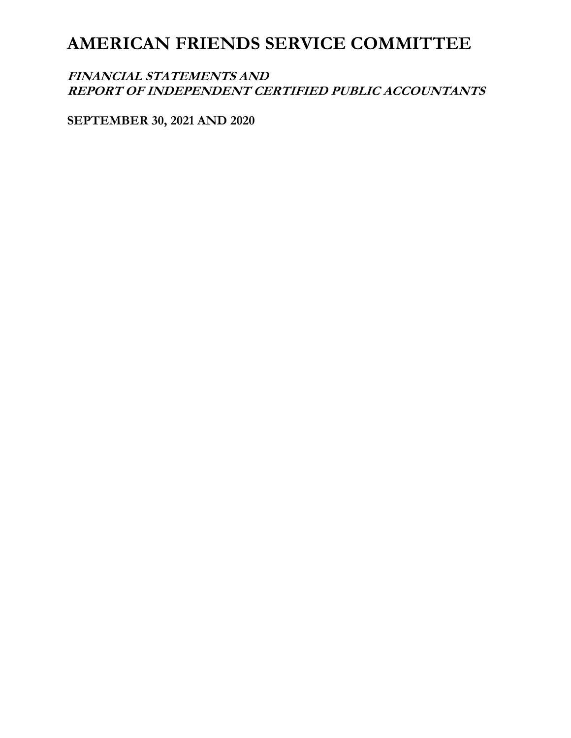# AMERICAN FRIENDS SERVICE COMMITTEE

***FINANCIAL STATEMENTS AND***
***REPORT OF INDEPENDENT CERTIFIED PUBLIC ACCOUNTANTS***

**SEPTEMBER 30, 2021 AND 2020**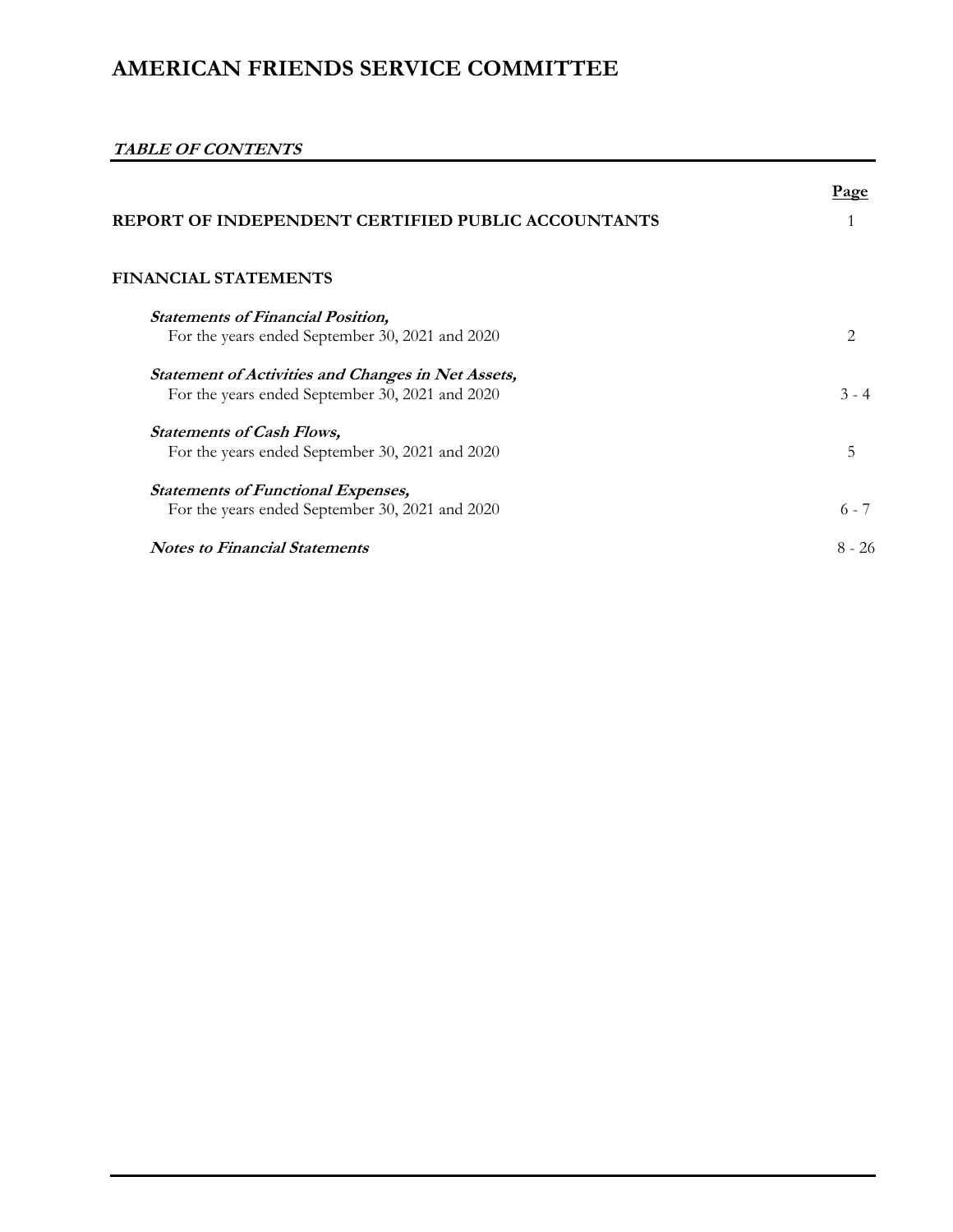# AMERICAN FRIENDS SERVICE COMMITTEE

***TABLE OF CONTENTS***

| | Page |
|---|---|
| **REPORT OF INDEPENDENT CERTIFIED PUBLIC ACCOUNTANTS** | 1 |
| **FINANCIAL STATEMENTS** | |
| ***Statements of Financial Position,*** For the years ended September 30, 2021 and 2020 | 2 |
| ***Statement of Activities and Changes in Net Assets,*** For the years ended September 30, 2021 and 2020 | 3 - 4 |
| ***Statements of Cash Flows,*** For the years ended September 30, 2021 and 2020 | 5 |
| ***Statements of Functional Expenses,*** For the years ended September 30, 2021 and 2020 | 6 - 7 |
| ***Notes to Financial Statements*** | 8 - 26 |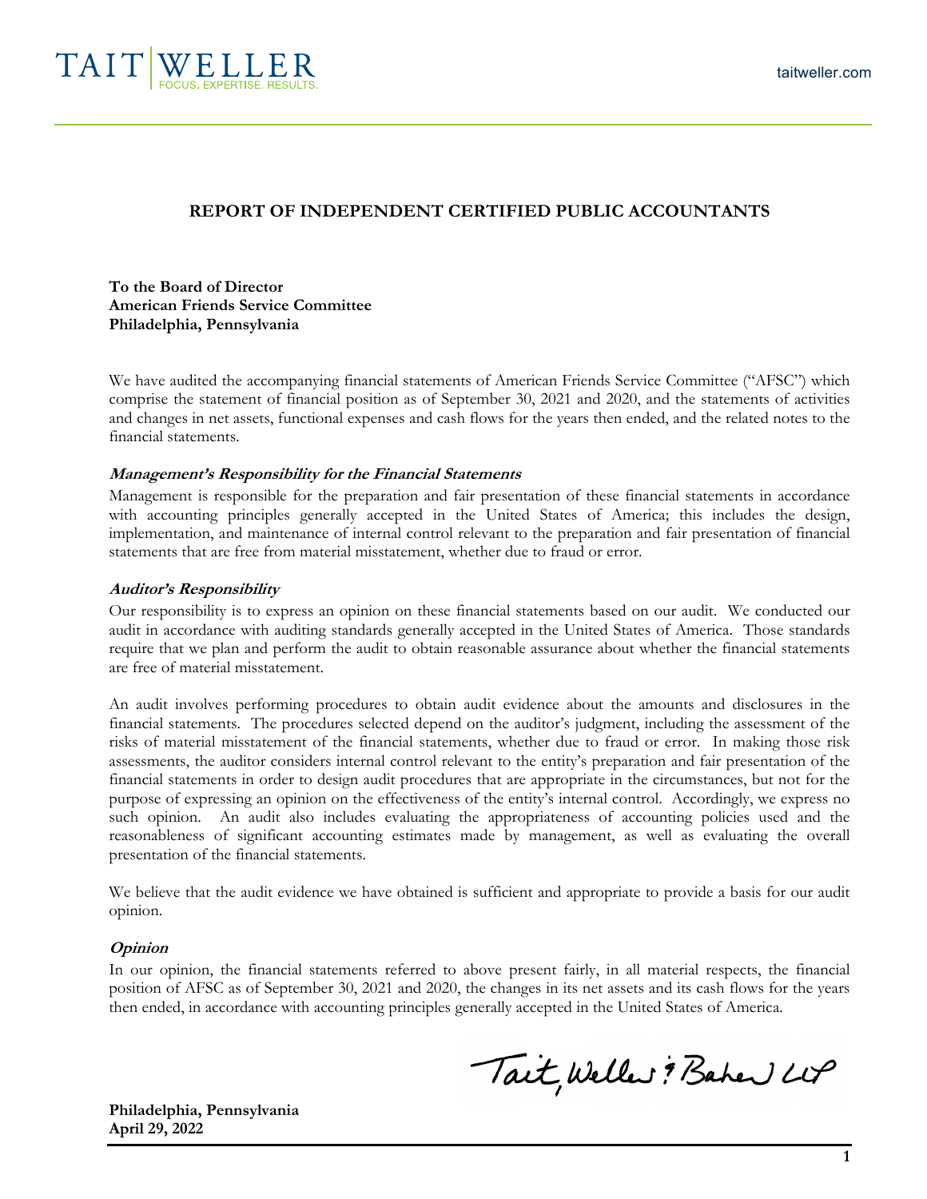# REPORT OF INDEPENDENT CERTIFIED PUBLIC ACCOUNTANTS

**To the Board of Director**
**American Friends Service Committee**
**Philadelphia, Pennsylvania**

We have audited the accompanying financial statements of American Friends Service Committee ("AFSC") which comprise the statement of financial position as of September 30, 2021 and 2020, and the statements of activities and changes in net assets, functional expenses and cash flows for the years then ended, and the related notes to the financial statements.

***Management's Responsibility for the Financial Statements***

Management is responsible for the preparation and fair presentation of these financial statements in accordance with accounting principles generally accepted in the United States of America; this includes the design, implementation, and maintenance of internal control relevant to the preparation and fair presentation of financial statements that are free from material misstatement, whether due to fraud or error.

***Auditor's Responsibility***

Our responsibility is to express an opinion on these financial statements based on our audit. We conducted our audit in accordance with auditing standards generally accepted in the United States of America. Those standards require that we plan and perform the audit to obtain reasonable assurance about whether the financial statements are free of material misstatement.

An audit involves performing procedures to obtain audit evidence about the amounts and disclosures in the financial statements. The procedures selected depend on the auditor's judgment, including the assessment of the risks of material misstatement of the financial statements, whether due to fraud or error. In making those risk assessments, the auditor considers internal control relevant to the entity's preparation and fair presentation of the financial statements in order to design audit procedures that are appropriate in the circumstances, but not for the purpose of expressing an opinion on the effectiveness of the entity's internal control. Accordingly, we express no such opinion. An audit also includes evaluating the appropriateness of accounting policies used and the reasonableness of significant accounting estimates made by management, as well as evaluating the overall presentation of the financial statements.

We believe that the audit evidence we have obtained is sufficient and appropriate to provide a basis for our audit opinion.

***Opinion***

In our opinion, the financial statements referred to above present fairly, in all material respects, the financial position of AFSC as of September 30, 2021 and 2020, the changes in its net assets and its cash flows for the years then ended, in accordance with accounting principles generally accepted in the United States of America.

Tait, Weller & Baker LLP

**Philadelphia, Pennsylvania**
**April 29, 2022**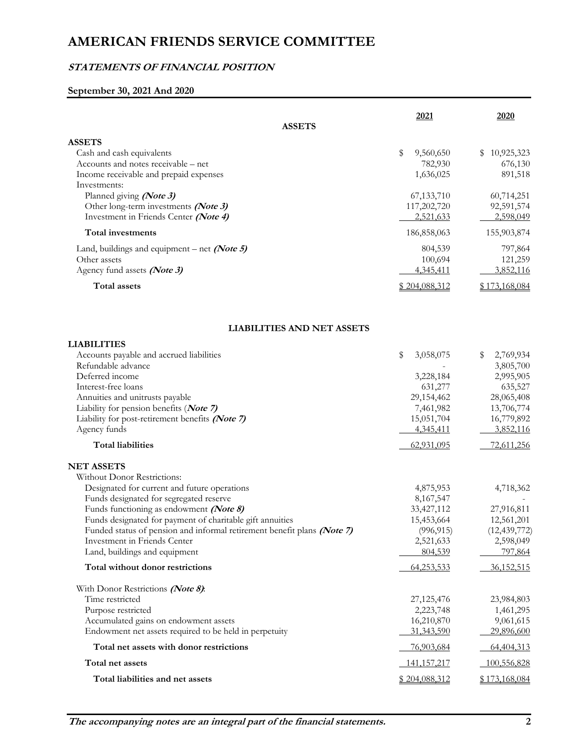# AMERICAN FRIENDS SERVICE COMMITTEE

## *STATEMENTS OF FINANCIAL POSITION*

### September 30, 2021 And 2020

| ASSETS | 2021 | 2020 |
|---|---|---|
| **ASSETS** | | |
| Cash and cash equivalents | $ 9,560,650 | $ 10,925,323 |
| Accounts and notes receivable – net | 782,930 | 676,130 |
| Income receivable and prepaid expenses | 1,636,025 | 891,518 |
| Investments: | | |
| Planned giving ***(Note 3)*** | 67,133,710 | 60,714,251 |
| Other long-term investments ***(Note 3)*** | 117,202,720 | 92,591,574 |
| Investment in Friends Center ***(Note 4)*** | 2,521,633 | 2,598,049 |
| **Total investments** | 186,858,063 | 155,903,874 |
| Land, buildings and equipment – net ***(Note 5)*** | 804,539 | 797,864 |
| Other assets | 100,694 | 121,259 |
| Agency fund assets ***(Note 3)*** | 4,345,411 | 3,852,116 |
| **Total assets** | $ 204,088,312 | $ 173,168,084 |

| LIABILITIES AND NET ASSETS | 2021 | 2020 |
|---|---|---|
| **LIABILITIES** | | |
| Accounts payable and accrued liabilities | $ 3,058,075 | $ 2,769,934 |
| Refundable advance | - | 3,805,700 |
| Deferred income | 3,228,184 | 2,995,905 |
| Interest-free loans | 631,277 | 635,527 |
| Annuities and unitrusts payable | 29,154,462 | 28,065,408 |
| Liability for pension benefits (***Note 7)*** | 7,461,982 | 13,706,774 |
| Liability for post-retirement benefits ***(Note 7)*** | 15,051,704 | 16,779,892 |
| Agency funds | 4,345,411 | 3,852,116 |
| **Total liabilities** | 62,931,095 | 72,611,256 |
| **NET ASSETS** | | |
| Without Donor Restrictions: | | |
| Designated for current and future operations | 4,875,953 | 4,718,362 |
| Funds designated for segregated reserve | 8,167,547 | - |
| Funds functioning as endowment ***(Note 8)*** | 33,427,112 | 27,916,811 |
| Funds designated for payment of charitable gift annuities | 15,453,664 | 12,561,201 |
| Funded status of pension and informal retirement benefit plans ***(Note 7)*** | (996,915) | (12,439,772) |
| Investment in Friends Center | 2,521,633 | 2,598,049 |
| Land, buildings and equipment | 804,539 | 797,864 |
| **Total without donor restrictions** | 64,253,533 | 36,152,515 |
| With Donor Restrictions ***(Note 8)***: | | |
| Time restricted | 27,125,476 | 23,984,803 |
| Purpose restricted | 2,223,748 | 1,461,295 |
| Accumulated gains on endowment assets | 16,210,870 | 9,061,615 |
| Endowment net assets required to be held in perpetuity | 31,343,590 | 29,896,600 |
| **Total net assets with donor restrictions** | 76,903,684 | 64,404,313 |
| **Total net assets** | 141,157,217 | 100,556,828 |
| **Total liabilities and net assets** | $ 204,088,312 | $ 173,168,084 |

***The accompanying notes are an integral part of the financial statements.***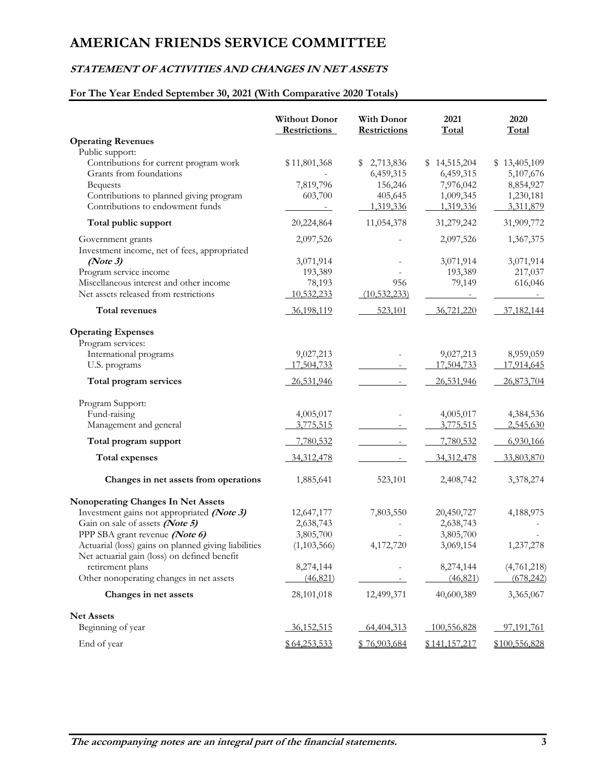# AMERICAN FRIENDS SERVICE COMMITTEE

## *STATEMENT OF ACTIVITIES AND CHANGES IN NET ASSETS*

### For The Year Ended September 30, 2021 (With Comparative 2020 Totals)

| | Without Donor Restrictions | With Donor Restrictions | 2021 Total | 2020 Total |
|---|---|---|---|---|
| **Operating Revenues** | | | | |
| Public support: | | | | |
| Contributions for current program work | $ 11,801,368 | $ 2,713,836 | $ 14,515,204 | $ 13,405,109 |
| Grants from foundations | - | 6,459,315 | 6,459,315 | 5,107,676 |
| Bequests | 7,819,796 | 156,246 | 7,976,042 | 8,854,927 |
| Contributions to planned giving program | 603,700 | 405,645 | 1,009,345 | 1,230,181 |
| Contributions to endowment funds | - | 1,319,336 | 1,319,336 | 3,311,879 |
| **Total public support** | 20,224,864 | 11,054,378 | 31,279,242 | 31,909,772 |
| Government grants | 2,097,526 | - | 2,097,526 | 1,367,375 |
| Investment income, net of fees, appropriated ***(Note 3)*** | 3,071,914 | - | 3,071,914 | 3,071,914 |
| Program service income | 193,389 | - | 193,389 | 217,037 |
| Miscellaneous interest and other income | 78,193 | 956 | 79,149 | 616,046 |
| Net assets released from restrictions | 10,532,233 | (10,532,233) | - | - |
| **Total revenues** | 36,198,119 | 523,101 | 36,721,220 | 37,182,144 |
| **Operating Expenses** | | | | |
| Program services: | | | | |
| International programs | 9,027,213 | - | 9,027,213 | 8,959,059 |
| U.S. programs | 17,504,733 | - | 17,504,733 | 17,914,645 |
| **Total program services** | 26,531,946 | - | 26,531,946 | 26,873,704 |
| Program Support: | | | | |
| Fund-raising | 4,005,017 | - | 4,005,017 | 4,384,536 |
| Management and general | 3,775,515 | - | 3,775,515 | 2,545,630 |
| **Total program support** | 7,780,532 | - | 7,780,532 | 6,930,166 |
| **Total expenses** | 34,312,478 | - | 34,312,478 | 33,803,870 |
| **Changes in net assets from operations** | 1,885,641 | 523,101 | 2,408,742 | 3,378,274 |
| **Nonoperating Changes In Net Assets** | | | | |
| Investment gains not appropriated ***(Note 3)*** | 12,647,177 | 7,803,550 | 20,450,727 | 4,188,975 |
| Gain on sale of assets ***(Note 5)*** | 2,638,743 | - | 2,638,743 | - |
| PPP SBA grant revenue ***(Note 6)*** | 3,805,700 | - | 3,805,700 | - |
| Actuarial (loss) gains on planned giving liabilities | (1,103,566) | 4,172,720 | 3,069,154 | 1,237,278 |
| Net actuarial gain (loss) on defined benefit retirement plans | 8,274,144 | - | 8,274,144 | (4,761,218) |
| Other nonoperating changes in net assets | (46,821) | - | (46,821) | (678,242) |
| **Changes in net assets** | 28,101,018 | 12,499,371 | 40,600,389 | 3,365,067 |
| **Net Assets** | | | | |
| Beginning of year | 36,152,515 | 64,404,313 | 100,556,828 | 97,191,761 |
| End of year | $ 64,253,533 | $ 76,903,684 | $ 141,157,217 | $100,556,828 |

***The accompanying notes are an integral part of the financial statements.***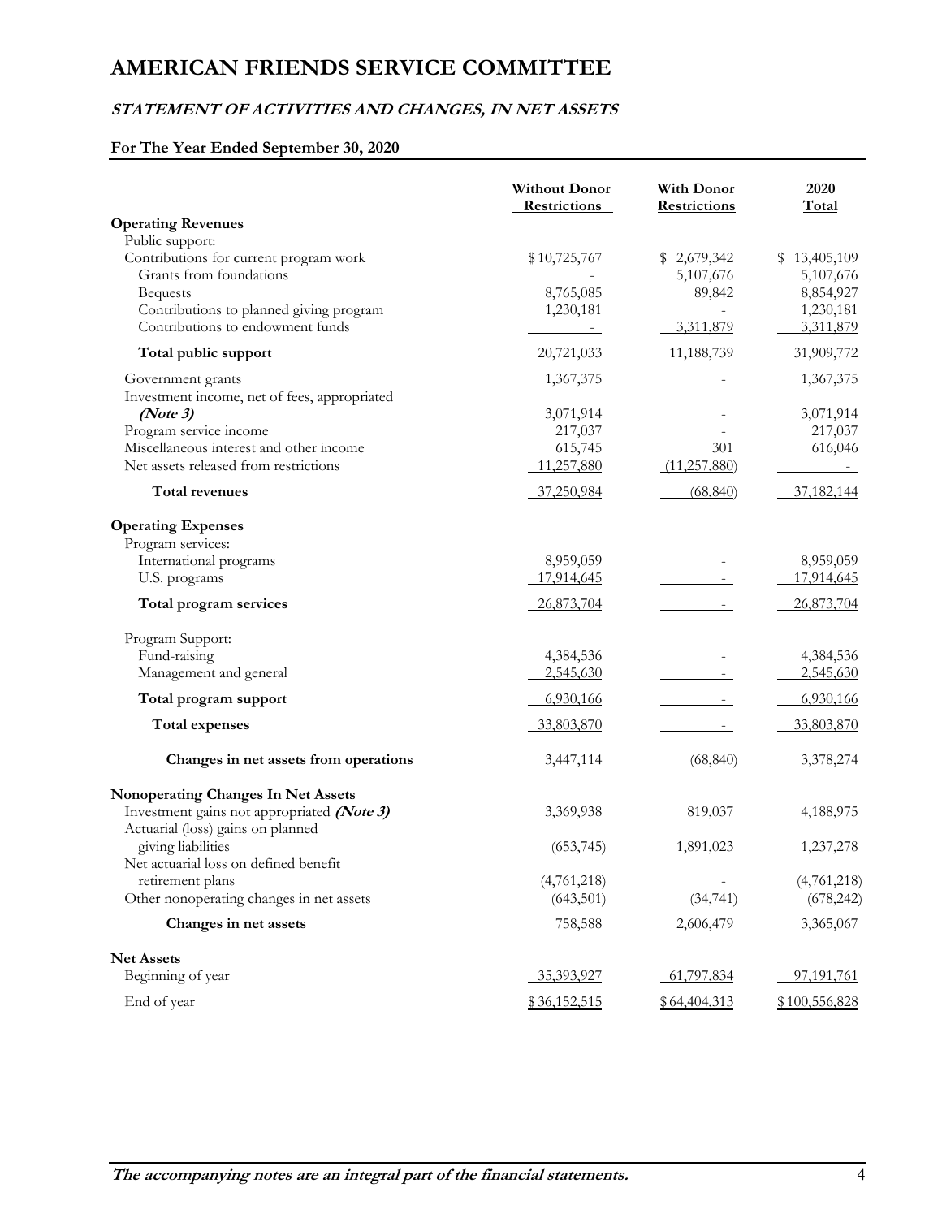# AMERICAN FRIENDS SERVICE COMMITTEE

## *STATEMENT OF ACTIVITIES AND CHANGES, IN NET ASSETS*

### For The Year Ended September 30, 2020

| | Without Donor Restrictions | With Donor Restrictions | 2020 Total |
|---|---|---|---|
| **Operating Revenues** | | | |
| Public support: | | | |
| Contributions for current program work | $10,725,767 | $ 2,679,342 | $ 13,405,109 |
| Grants from foundations | - | 5,107,676 | 5,107,676 |
| Bequests | 8,765,085 | 89,842 | 8,854,927 |
| Contributions to planned giving program | 1,230,181 | - | 1,230,181 |
| Contributions to endowment funds | - | 3,311,879 | 3,311,879 |
| **Total public support** | 20,721,033 | 11,188,739 | 31,909,772 |
| Government grants | 1,367,375 | - | 1,367,375 |
| Investment income, net of fees, appropriated ***(Note 3)*** | 3,071,914 | - | 3,071,914 |
| Program service income | 217,037 | - | 217,037 |
| Miscellaneous interest and other income | 615,745 | 301 | 616,046 |
| Net assets released from restrictions | 11,257,880 | (11,257,880) | - |
| **Total revenues** | 37,250,984 | (68,840) | 37,182,144 |
| **Operating Expenses** | | | |
| Program services: | | | |
| International programs | 8,959,059 | - | 8,959,059 |
| U.S. programs | 17,914,645 | - | 17,914,645 |
| **Total program services** | 26,873,704 | - | 26,873,704 |
| Program Support: | | | |
| Fund-raising | 4,384,536 | - | 4,384,536 |
| Management and general | 2,545,630 | - | 2,545,630 |
| **Total program support** | 6,930,166 | - | 6,930,166 |
| **Total expenses** | 33,803,870 | - | 33,803,870 |
| **Changes in net assets from operations** | 3,447,114 | (68,840) | 3,378,274 |
| **Nonoperating Changes In Net Assets** | | | |
| Investment gains not appropriated ***(Note 3)*** | 3,369,938 | 819,037 | 4,188,975 |
| Actuarial (loss) gains on planned giving liabilities | (653,745) | 1,891,023 | 1,237,278 |
| Net actuarial loss on defined benefit retirement plans | (4,761,218) | - | (4,761,218) |
| Other nonoperating changes in net assets | (643,501) | (34,741) | (678,242) |
| **Changes in net assets** | 758,588 | 2,606,479 | 3,365,067 |
| **Net Assets** | | | |
| Beginning of year | 35,393,927 | 61,797,834 | 97,191,761 |
| End of year | $36,152,515 | $64,404,313 | $100,556,828 |

***The accompanying notes are an integral part of the financial statements.***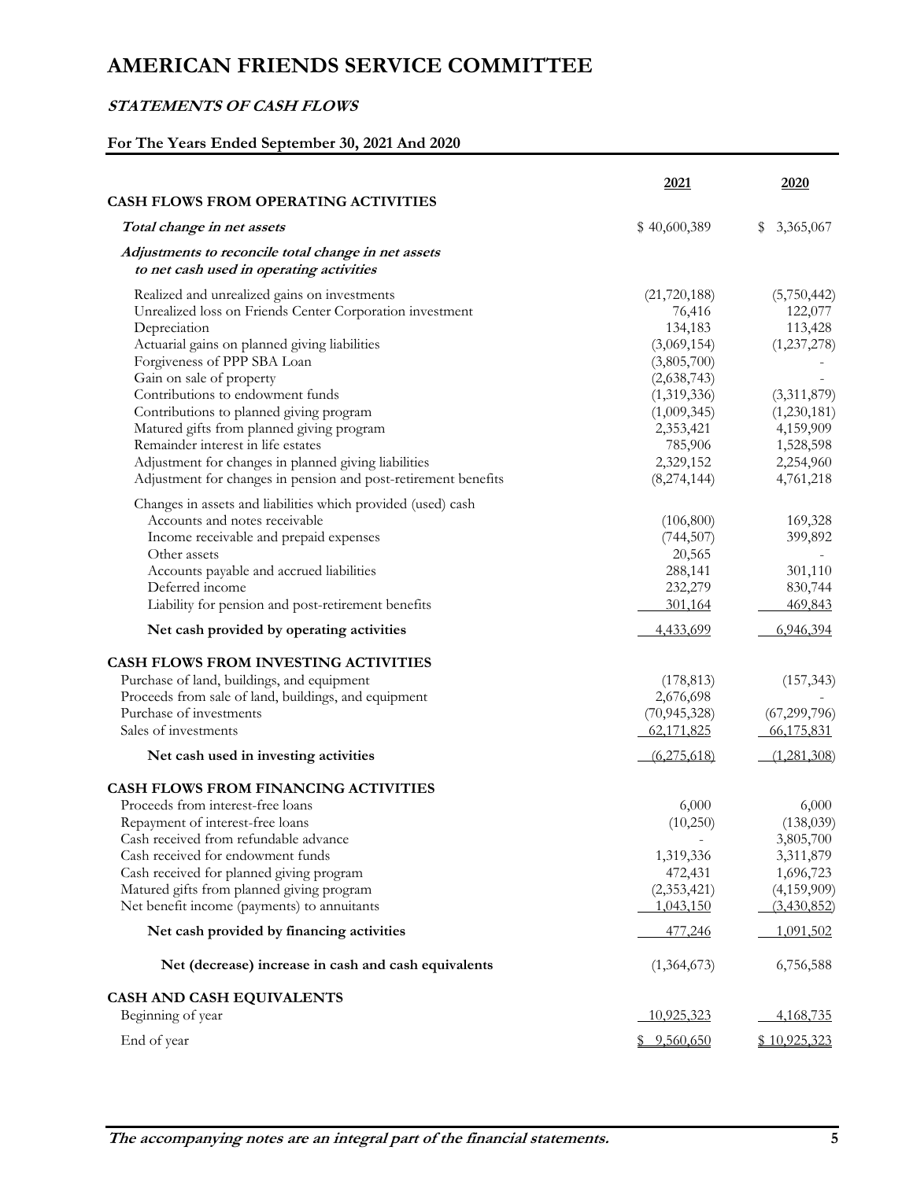# AMERICAN FRIENDS SERVICE COMMITTEE

## *STATEMENTS OF CASH FLOWS*

### For The Years Ended September 30, 2021 And 2020

| | 2021 | 2020 |
|---|---|---|
| **CASH FLOWS FROM OPERATING ACTIVITIES** | | |
| ***Total change in net assets*** | $ 40,600,389 | $ 3,365,067 |
| ***Adjustments to reconcile total change in net assets to net cash used in operating activities*** | | |
| Realized and unrealized gains on investments | (21,720,188) | (5,750,442) |
| Unrealized loss on Friends Center Corporation investment | 76,416 | 122,077 |
| Depreciation | 134,183 | 113,428 |
| Actuarial gains on planned giving liabilities | (3,069,154) | (1,237,278) |
| Forgiveness of PPP SBA Loan | (3,805,700) | - |
| Gain on sale of property | (2,638,743) | - |
| Contributions to endowment funds | (1,319,336) | (3,311,879) |
| Contributions to planned giving program | (1,009,345) | (1,230,181) |
| Matured gifts from planned giving program | 2,353,421 | 4,159,909 |
| Remainder interest in life estates | 785,906 | 1,528,598 |
| Adjustment for changes in planned giving liabilities | 2,329,152 | 2,254,960 |
| Adjustment for changes in pension and post-retirement benefits | (8,274,144) | 4,761,218 |
| Changes in assets and liabilities which provided (used) cash | | |
| Accounts and notes receivable | (106,800) | 169,328 |
| Income receivable and prepaid expenses | (744,507) | 399,892 |
| Other assets | 20,565 | - |
| Accounts payable and accrued liabilities | 288,141 | 301,110 |
| Deferred income | 232,279 | 830,744 |
| Liability for pension and post-retirement benefits | 301,164 | 469,843 |
| **Net cash provided by operating activities** | 4,433,699 | 6,946,394 |
| **CASH FLOWS FROM INVESTING ACTIVITIES** | | |
| Purchase of land, buildings, and equipment | (178,813) | (157,343) |
| Proceeds from sale of land, buildings, and equipment | 2,676,698 | - |
| Purchase of investments | (70,945,328) | (67,299,796) |
| Sales of investments | 62,171,825 | 66,175,831 |
| **Net cash used in investing activities** | (6,275,618) | (1,281,308) |
| **CASH FLOWS FROM FINANCING ACTIVITIES** | | |
| Proceeds from interest-free loans | 6,000 | 6,000 |
| Repayment of interest-free loans | (10,250) | (138,039) |
| Cash received from refundable advance | - | 3,805,700 |
| Cash received for endowment funds | 1,319,336 | 3,311,879 |
| Cash received for planned giving program | 472,431 | 1,696,723 |
| Matured gifts from planned giving program | (2,353,421) | (4,159,909) |
| Net benefit income (payments) to annuitants | 1,043,150 | (3,430,852) |
| **Net cash provided by financing activities** | 477,246 | 1,091,502 |
| **Net (decrease) increase in cash and cash equivalents** | (1,364,673) | 6,756,588 |
| **CASH AND CASH EQUIVALENTS** | | |
| Beginning of year | 10,925,323 | 4,168,735 |
| End of year | $ 9,560,650 | $ 10,925,323 |

***The accompanying notes are an integral part of the financial statements.***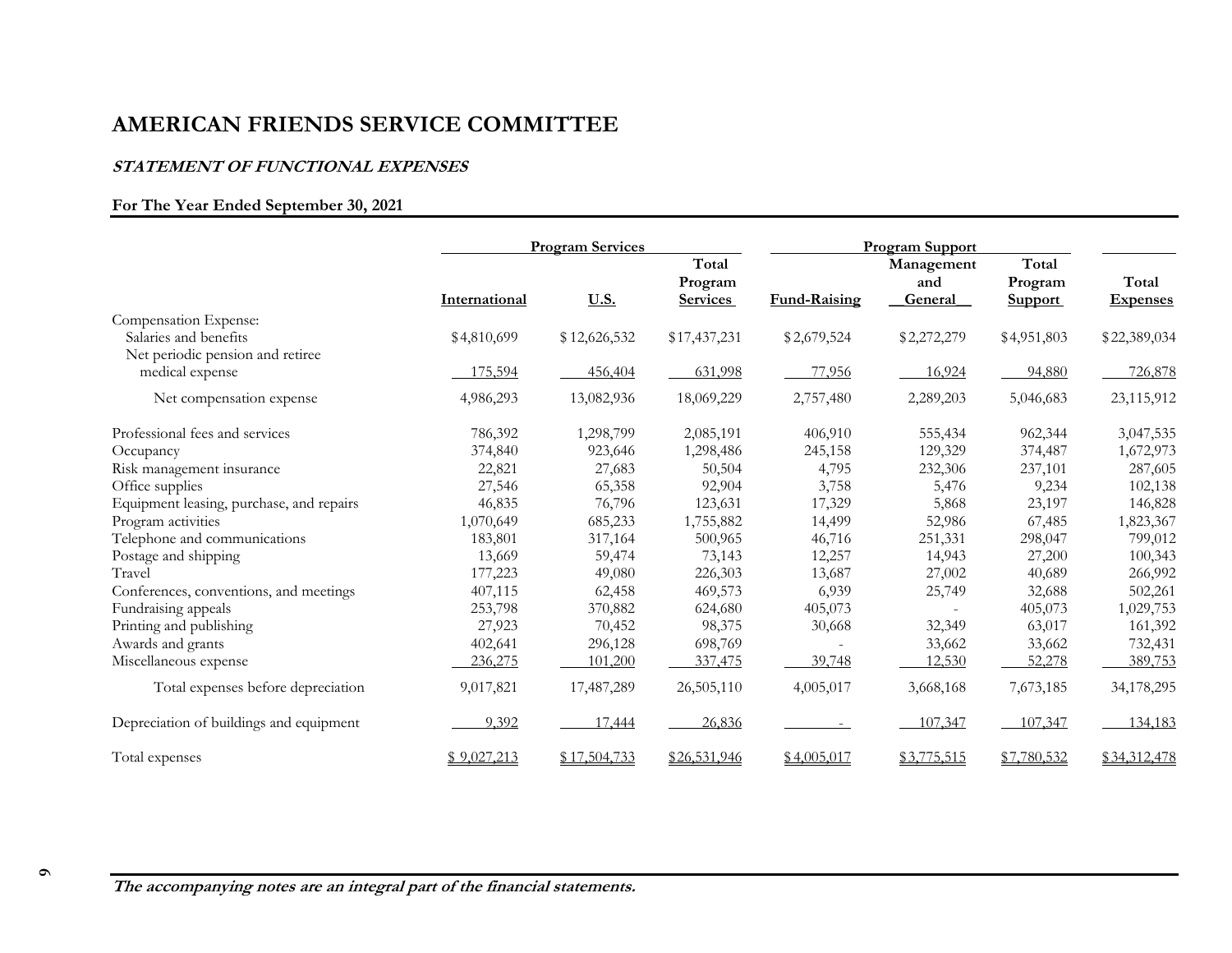# AMERICAN FRIENDS SERVICE COMMITTEE

## *STATEMENT OF FUNCTIONAL EXPENSES*

**For The Year Ended September 30, 2021**

| | Program Services | | | Program Support | | | |
|---|---|---|---|---|---|---|---|
| | International | U.S. | Total Program Services | Fund-Raising | Management and General | Total Program Support | Total Expenses |
| Compensation Expense: | | | | | | | |
| Salaries and benefits | $4,810,699 | $12,626,532 | $17,437,231 | $2,679,524 | $2,272,279 | $4,951,803 | $22,389,034 |
| Net periodic pension and retiree medical expense | 175,594 | 456,404 | 631,998 | 77,956 | 16,924 | 94,880 | 726,878 |
| Net compensation expense | 4,986,293 | 13,082,936 | 18,069,229 | 2,757,480 | 2,289,203 | 5,046,683 | 23,115,912 |
| Professional fees and services | 786,392 | 1,298,799 | 2,085,191 | 406,910 | 555,434 | 962,344 | 3,047,535 |
| Occupancy | 374,840 | 923,646 | 1,298,486 | 245,158 | 129,329 | 374,487 | 1,672,973 |
| Risk management insurance | 22,821 | 27,683 | 50,504 | 4,795 | 232,306 | 237,101 | 287,605 |
| Office supplies | 27,546 | 65,358 | 92,904 | 3,758 | 5,476 | 9,234 | 102,138 |
| Equipment leasing, purchase, and repairs | 46,835 | 76,796 | 123,631 | 17,329 | 5,868 | 23,197 | 146,828 |
| Program activities | 1,070,649 | 685,233 | 1,755,882 | 14,499 | 52,986 | 67,485 | 1,823,367 |
| Telephone and communications | 183,801 | 317,164 | 500,965 | 46,716 | 251,331 | 298,047 | 799,012 |
| Postage and shipping | 13,669 | 59,474 | 73,143 | 12,257 | 14,943 | 27,200 | 100,343 |
| Travel | 177,223 | 49,080 | 226,303 | 13,687 | 27,002 | 40,689 | 266,992 |
| Conferences, conventions, and meetings | 407,115 | 62,458 | 469,573 | 6,939 | 25,749 | 32,688 | 502,261 |
| Fundraising appeals | 253,798 | 370,882 | 624,680 | 405,073 | - | 405,073 | 1,029,753 |
| Printing and publishing | 27,923 | 70,452 | 98,375 | 30,668 | 32,349 | 63,017 | 161,392 |
| Awards and grants | 402,641 | 296,128 | 698,769 | - | 33,662 | 33,662 | 732,431 |
| Miscellaneous expense | 236,275 | 101,200 | 337,475 | 39,748 | 12,530 | 52,278 | 389,753 |
| Total expenses before depreciation | 9,017,821 | 17,487,289 | 26,505,110 | 4,005,017 | 3,668,168 | 7,673,185 | 34,178,295 |
| Depreciation of buildings and equipment | 9,392 | 17,444 | 26,836 | - | 107,347 | 107,347 | 134,183 |
| Total expenses | $ 9,027,213 | $ 17,504,733 | $26,531,946 | $4,005,017 | $3,775,515 | $7,780,532 | $34,312,478 |

***The accompanying notes are an integral part of the financial statements.***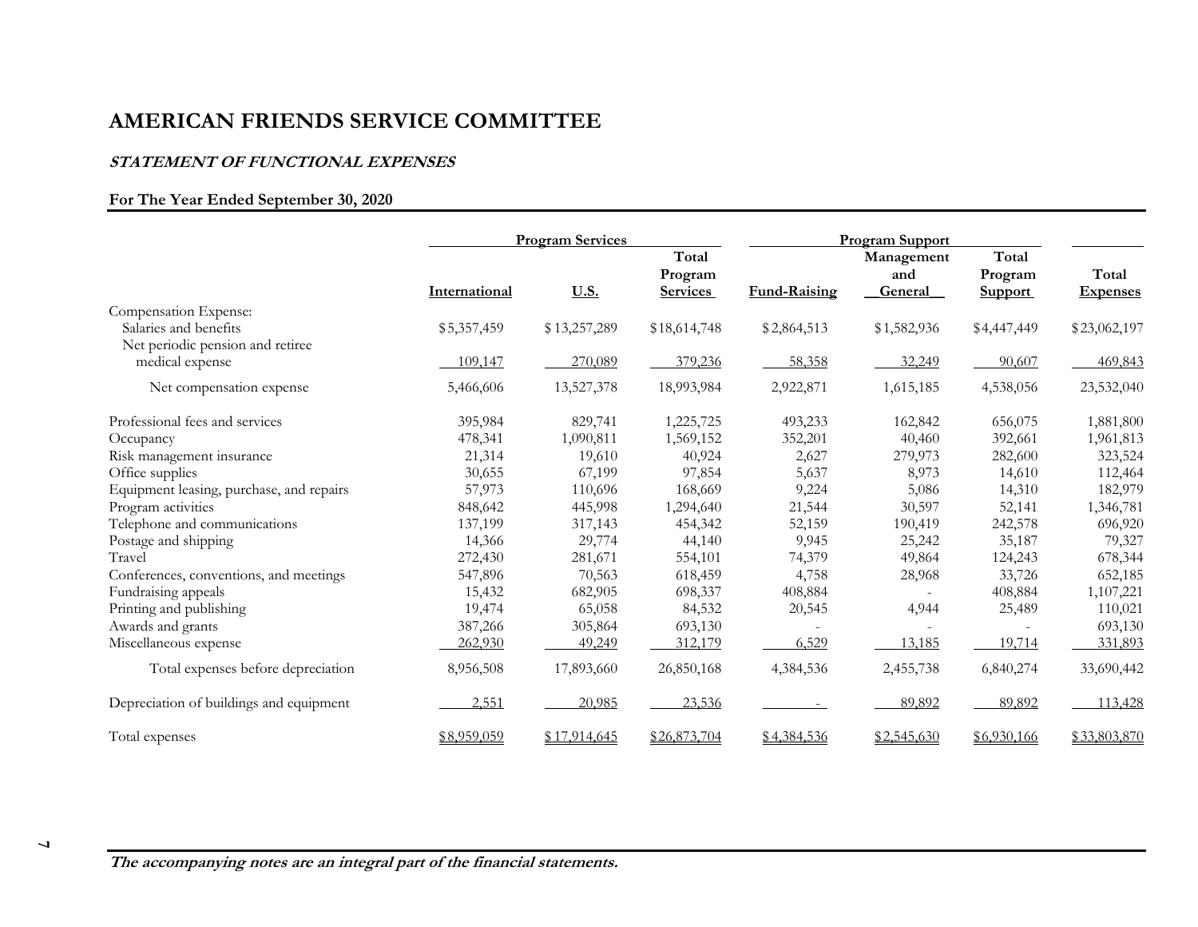# AMERICAN FRIENDS SERVICE COMMITTEE

***STATEMENT OF FUNCTIONAL EXPENSES***

**For The Year Ended September 30, 2020**

| | Program Services | | | Program Support | | | |
|---|---|---|---|---|---|---|---|
| | International | U.S. | Total Program Services | Fund-Raising | Management and General | Total Program Support | Total Expenses |
| Compensation Expense: | | | | | | | |
| Salaries and benefits | $5,357,459 | $13,257,289 | $18,614,748 | $2,864,513 | $1,582,936 | $4,447,449 | $23,062,197 |
| Net periodic pension and retiree medical expense | 109,147 | 270,089 | 379,236 | 58,358 | 32,249 | 90,607 | 469,843 |
| Net compensation expense | 5,466,606 | 13,527,378 | 18,993,984 | 2,922,871 | 1,615,185 | 4,538,056 | 23,532,040 |
| Professional fees and services | 395,984 | 829,741 | 1,225,725 | 493,233 | 162,842 | 656,075 | 1,881,800 |
| Occupancy | 478,341 | 1,090,811 | 1,569,152 | 352,201 | 40,460 | 392,661 | 1,961,813 |
| Risk management insurance | 21,314 | 19,610 | 40,924 | 2,627 | 279,973 | 282,600 | 323,524 |
| Office supplies | 30,655 | 67,199 | 97,854 | 5,637 | 8,973 | 14,610 | 112,464 |
| Equipment leasing, purchase, and repairs | 57,973 | 110,696 | 168,669 | 9,224 | 5,086 | 14,310 | 182,979 |
| Program activities | 848,642 | 445,998 | 1,294,640 | 21,544 | 30,597 | 52,141 | 1,346,781 |
| Telephone and communications | 137,199 | 317,143 | 454,342 | 52,159 | 190,419 | 242,578 | 696,920 |
| Postage and shipping | 14,366 | 29,774 | 44,140 | 9,945 | 25,242 | 35,187 | 79,327 |
| Travel | 272,430 | 281,671 | 554,101 | 74,379 | 49,864 | 124,243 | 678,344 |
| Conferences, conventions, and meetings | 547,896 | 70,563 | 618,459 | 4,758 | 28,968 | 33,726 | 652,185 |
| Fundraising appeals | 15,432 | 682,905 | 698,337 | 408,884 | - | 408,884 | 1,107,221 |
| Printing and publishing | 19,474 | 65,058 | 84,532 | 20,545 | 4,944 | 25,489 | 110,021 |
| Awards and grants | 387,266 | 305,864 | 693,130 | - | - | - | 693,130 |
| Miscellaneous expense | 262,930 | 49,249 | 312,179 | 6,529 | 13,185 | 19,714 | 331,893 |
| Total expenses before depreciation | 8,956,508 | 17,893,660 | 26,850,168 | 4,384,536 | 2,455,738 | 6,840,274 | 33,690,442 |
| Depreciation of buildings and equipment | 2,551 | 20,985 | 23,536 | - | 89,892 | 89,892 | 113,428 |
| Total expenses | $8,959,059 | $17,914,645 | $26,873,704 | $4,384,536 | $2,545,630 | $6,930,166 | $33,803,870 |

***The accompanying notes are an integral part of the financial statements.***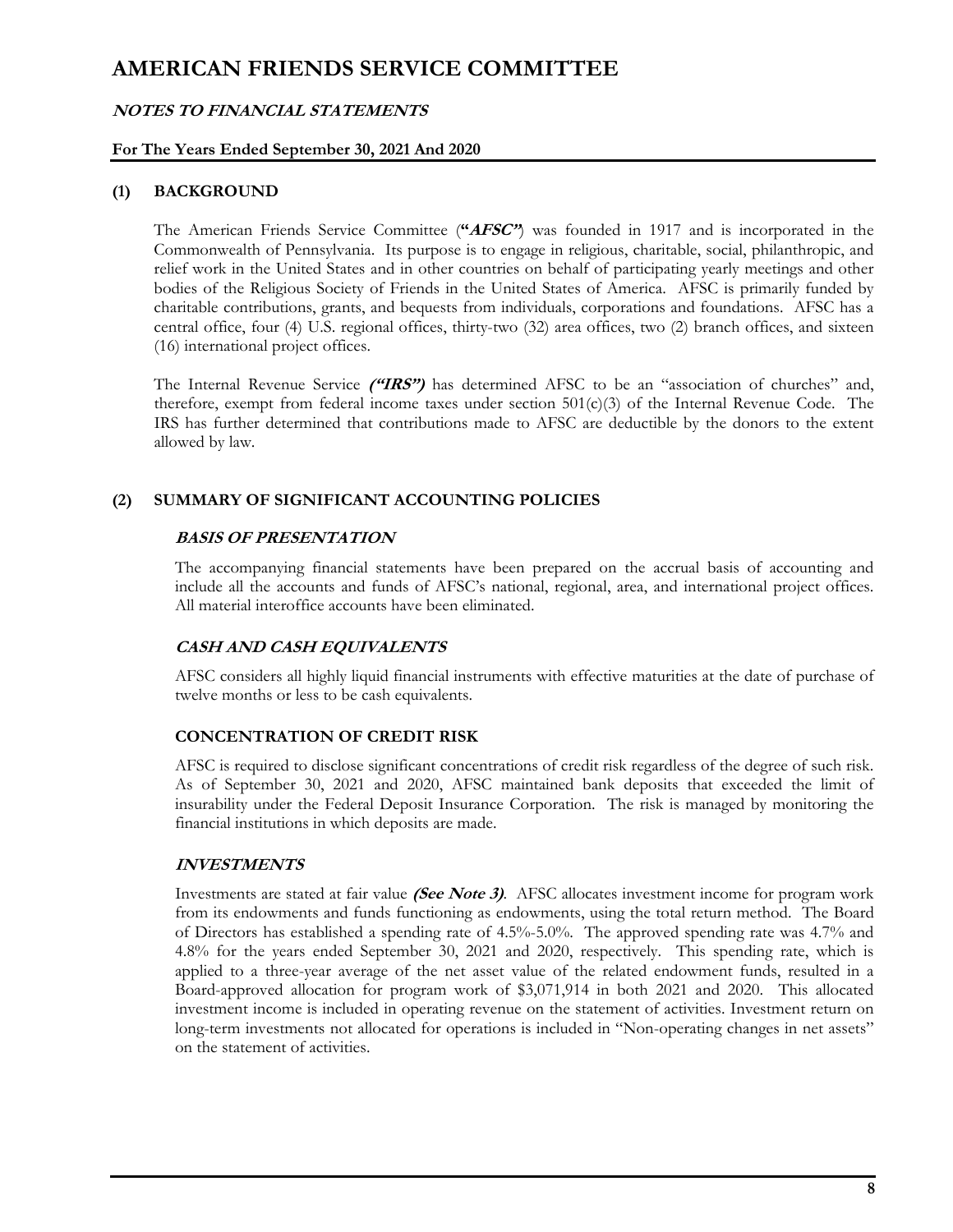# AMERICAN FRIENDS SERVICE COMMITTEE

***NOTES TO FINANCIAL STATEMENTS***

**For The Years Ended September 30, 2021 And 2020**

## (1) BACKGROUND

The American Friends Service Committee (**"*AFSC"***) was founded in 1917 and is incorporated in the Commonwealth of Pennsylvania. Its purpose is to engage in religious, charitable, social, philanthropic, and relief work in the United States and in other countries on behalf of participating yearly meetings and other bodies of the Religious Society of Friends in the United States of America. AFSC is primarily funded by charitable contributions, grants, and bequests from individuals, corporations and foundations. AFSC has a central office, four (4) U.S. regional offices, thirty-two (32) area offices, two (2) branch offices, and sixteen (16) international project offices.

The Internal Revenue Service ***("IRS")*** has determined AFSC to be an "association of churches" and, therefore, exempt from federal income taxes under section 501(c)(3) of the Internal Revenue Code. The IRS has further determined that contributions made to AFSC are deductible by the donors to the extent allowed by law.

## (2) SUMMARY OF SIGNIFICANT ACCOUNTING POLICIES

### *BASIS OF PRESENTATION*

The accompanying financial statements have been prepared on the accrual basis of accounting and include all the accounts and funds of AFSC's national, regional, area, and international project offices. All material interoffice accounts have been eliminated.

### *CASH AND CASH EQUIVALENTS*

AFSC considers all highly liquid financial instruments with effective maturities at the date of purchase of twelve months or less to be cash equivalents.

### CONCENTRATION OF CREDIT RISK

AFSC is required to disclose significant concentrations of credit risk regardless of the degree of such risk. As of September 30, 2021 and 2020, AFSC maintained bank deposits that exceeded the limit of insurability under the Federal Deposit Insurance Corporation. The risk is managed by monitoring the financial institutions in which deposits are made.

### *INVESTMENTS*

Investments are stated at fair value ***(See Note 3)***. AFSC allocates investment income for program work from its endowments and funds functioning as endowments, using the total return method. The Board of Directors has established a spending rate of 4.5%-5.0%. The approved spending rate was 4.7% and 4.8% for the years ended September 30, 2021 and 2020, respectively. This spending rate, which is applied to a three-year average of the net asset value of the related endowment funds, resulted in a Board-approved allocation for program work of $3,071,914 in both 2021 and 2020. This allocated investment income is included in operating revenue on the statement of activities. Investment return on long-term investments not allocated for operations is included in "Non-operating changes in net assets" on the statement of activities.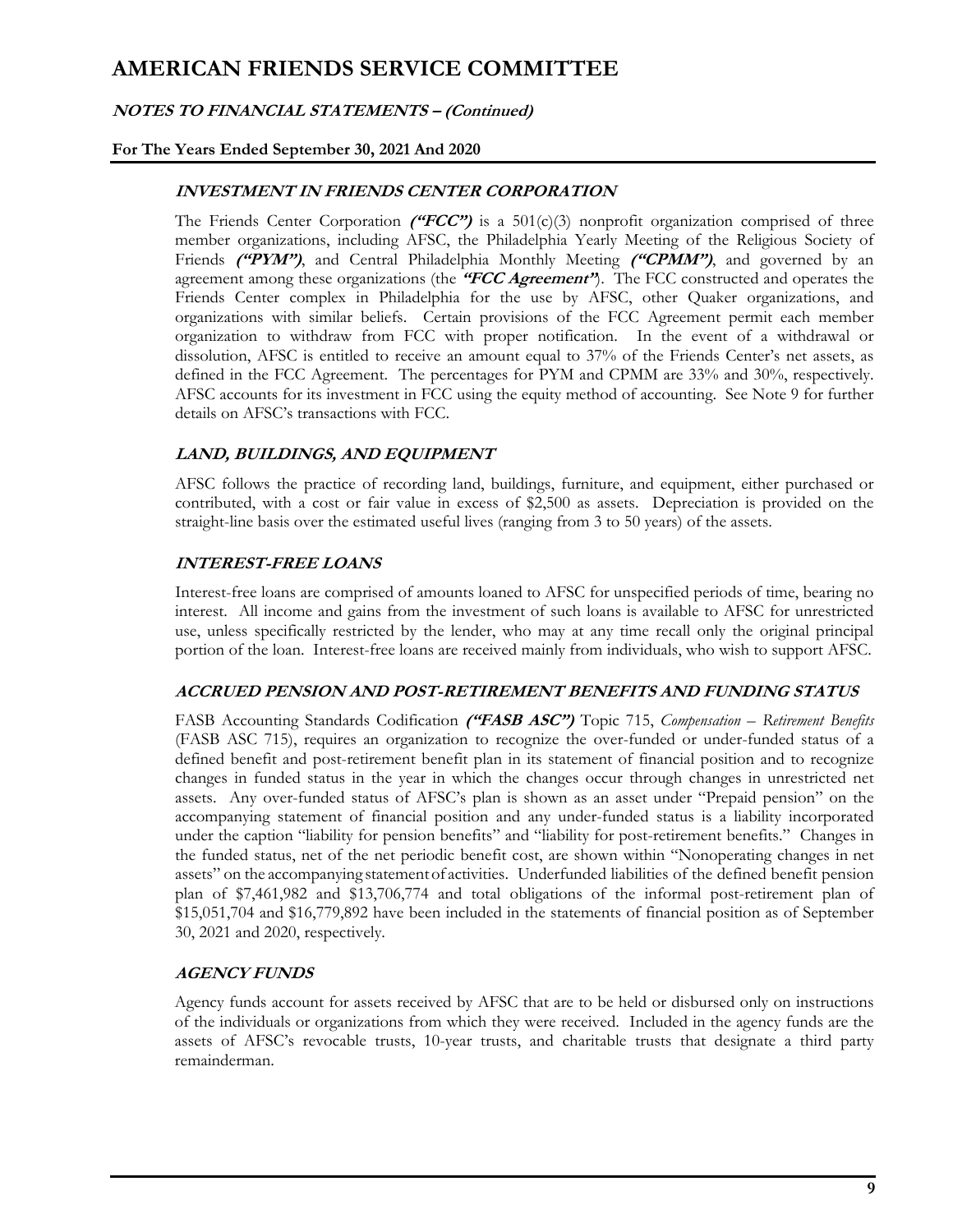# AMERICAN FRIENDS SERVICE COMMITTEE

***NOTES TO FINANCIAL STATEMENTS – (Continued)***

**For The Years Ended September 30, 2021 And 2020**

### ***INVESTMENT IN FRIENDS CENTER CORPORATION***

The Friends Center Corporation ***("FCC")*** is a 501(c)(3) nonprofit organization comprised of three member organizations, including AFSC, the Philadelphia Yearly Meeting of the Religious Society of Friends ***("PYM")***, and Central Philadelphia Monthly Meeting ***("CPMM")***, and governed by an agreement among these organizations (the ***"FCC Agreement"***). The FCC constructed and operates the Friends Center complex in Philadelphia for the use by AFSC, other Quaker organizations, and organizations with similar beliefs. Certain provisions of the FCC Agreement permit each member organization to withdraw from FCC with proper notification. In the event of a withdrawal or dissolution, AFSC is entitled to receive an amount equal to 37% of the Friends Center's net assets, as defined in the FCC Agreement. The percentages for PYM and CPMM are 33% and 30%, respectively. AFSC accounts for its investment in FCC using the equity method of accounting. See Note 9 for further details on AFSC's transactions with FCC.

### ***LAND, BUILDINGS, AND EQUIPMENT***

AFSC follows the practice of recording land, buildings, furniture, and equipment, either purchased or contributed, with a cost or fair value in excess of $2,500 as assets. Depreciation is provided on the straight-line basis over the estimated useful lives (ranging from 3 to 50 years) of the assets.

### ***INTEREST-FREE LOANS***

Interest-free loans are comprised of amounts loaned to AFSC for unspecified periods of time, bearing no interest. All income and gains from the investment of such loans is available to AFSC for unrestricted use, unless specifically restricted by the lender, who may at any time recall only the original principal portion of the loan. Interest-free loans are received mainly from individuals, who wish to support AFSC.

### ***ACCRUED PENSION AND POST-RETIREMENT BENEFITS AND FUNDING STATUS***

FASB Accounting Standards Codification ***("FASB ASC")*** Topic 715, *Compensation – Retirement Benefits* (FASB ASC 715), requires an organization to recognize the over-funded or under-funded status of a defined benefit and post-retirement benefit plan in its statement of financial position and to recognize changes in funded status in the year in which the changes occur through changes in unrestricted net assets. Any over-funded status of AFSC's plan is shown as an asset under "Prepaid pension" on the accompanying statement of financial position and any under-funded status is a liability incorporated under the caption "liability for pension benefits" and "liability for post-retirement benefits." Changes in the funded status, net of the net periodic benefit cost, are shown within "Nonoperating changes in net assets" on the accompanying statement of activities. Underfunded liabilities of the defined benefit pension plan of $7,461,982 and $13,706,774 and total obligations of the informal post-retirement plan of $15,051,704 and $16,779,892 have been included in the statements of financial position as of September 30, 2021 and 2020, respectively.

### ***AGENCY FUNDS***

Agency funds account for assets received by AFSC that are to be held or disbursed only on instructions of the individuals or organizations from which they were received. Included in the agency funds are the assets of AFSC's revocable trusts, 10-year trusts, and charitable trusts that designate a third party remainderman.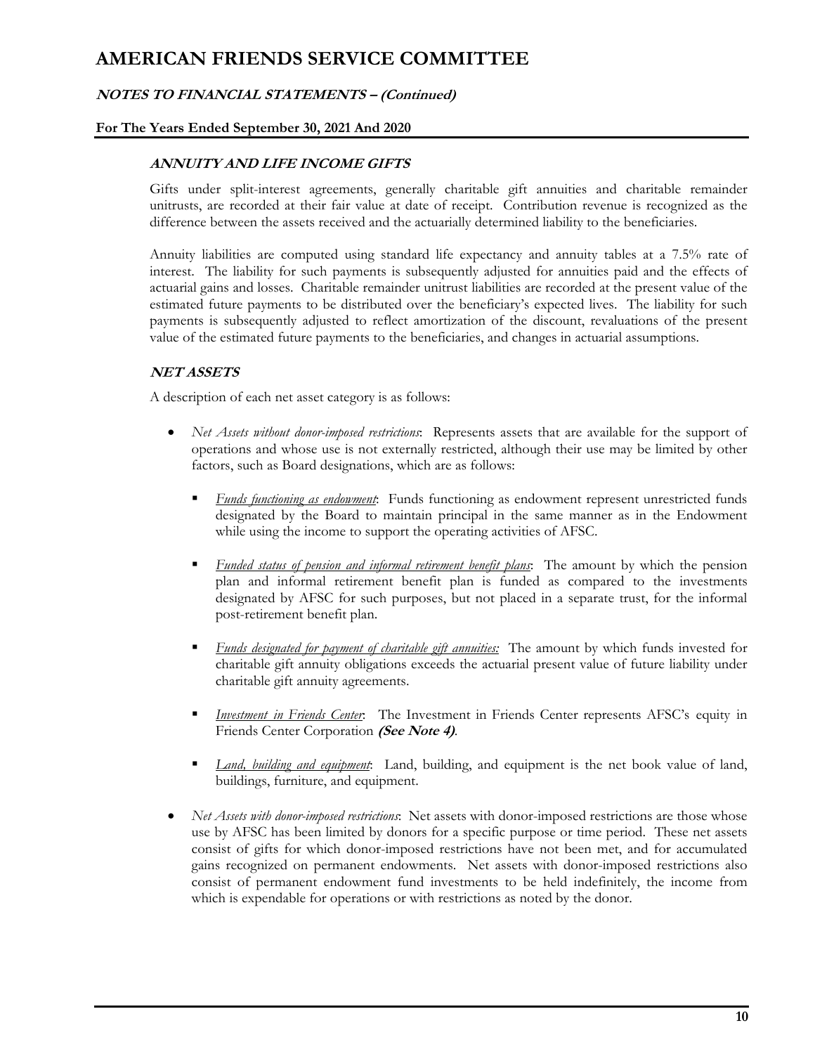### ANNUITY AND LIFE INCOME GIFTS

Gifts under split-interest agreements, generally charitable gift annuities and charitable remainder unitrusts, are recorded at their fair value at date of receipt. Contribution revenue is recognized as the difference between the assets received and the actuarially determined liability to the beneficiaries.

Annuity liabilities are computed using standard life expectancy and annuity tables at a 7.5% rate of interest. The liability for such payments is subsequently adjusted for annuities paid and the effects of actuarial gains and losses. Charitable remainder unitrust liabilities are recorded at the present value of the estimated future payments to be distributed over the beneficiary's expected lives. The liability for such payments is subsequently adjusted to reflect amortization of the discount, revaluations of the present value of the estimated future payments to the beneficiaries, and changes in actuarial assumptions.

### NET ASSETS

A description of each net asset category is as follows:

- *Net Assets without donor-imposed restrictions*: Represents assets that are available for the support of operations and whose use is not externally restricted, although their use may be limited by other factors, such as Board designations, which are as follows:
  - *Funds functioning as endowment*: Funds functioning as endowment represent unrestricted funds designated by the Board to maintain principal in the same manner as in the Endowment while using the income to support the operating activities of AFSC.
  - *Funded status of pension and informal retirement benefit plans*: The amount by which the pension plan and informal retirement benefit plan is funded as compared to the investments designated by AFSC for such purposes, but not placed in a separate trust, for the informal post-retirement benefit plan.
  - *Funds designated for payment of charitable gift annuities:* The amount by which funds invested for charitable gift annuity obligations exceeds the actuarial present value of future liability under charitable gift annuity agreements.
  - *Investment in Friends Center*: The Investment in Friends Center represents AFSC's equity in Friends Center Corporation ***(See Note 4)***.
  - *Land, building and equipment*: Land, building, and equipment is the net book value of land, buildings, furniture, and equipment.
- *Net Assets with donor-imposed restrictions*: Net assets with donor-imposed restrictions are those whose use by AFSC has been limited by donors for a specific purpose or time period. These net assets consist of gifts for which donor-imposed restrictions have not been met, and for accumulated gains recognized on permanent endowments. Net assets with donor-imposed restrictions also consist of permanent endowment fund investments to be held indefinitely, the income from which is expendable for operations or with restrictions as noted by the donor.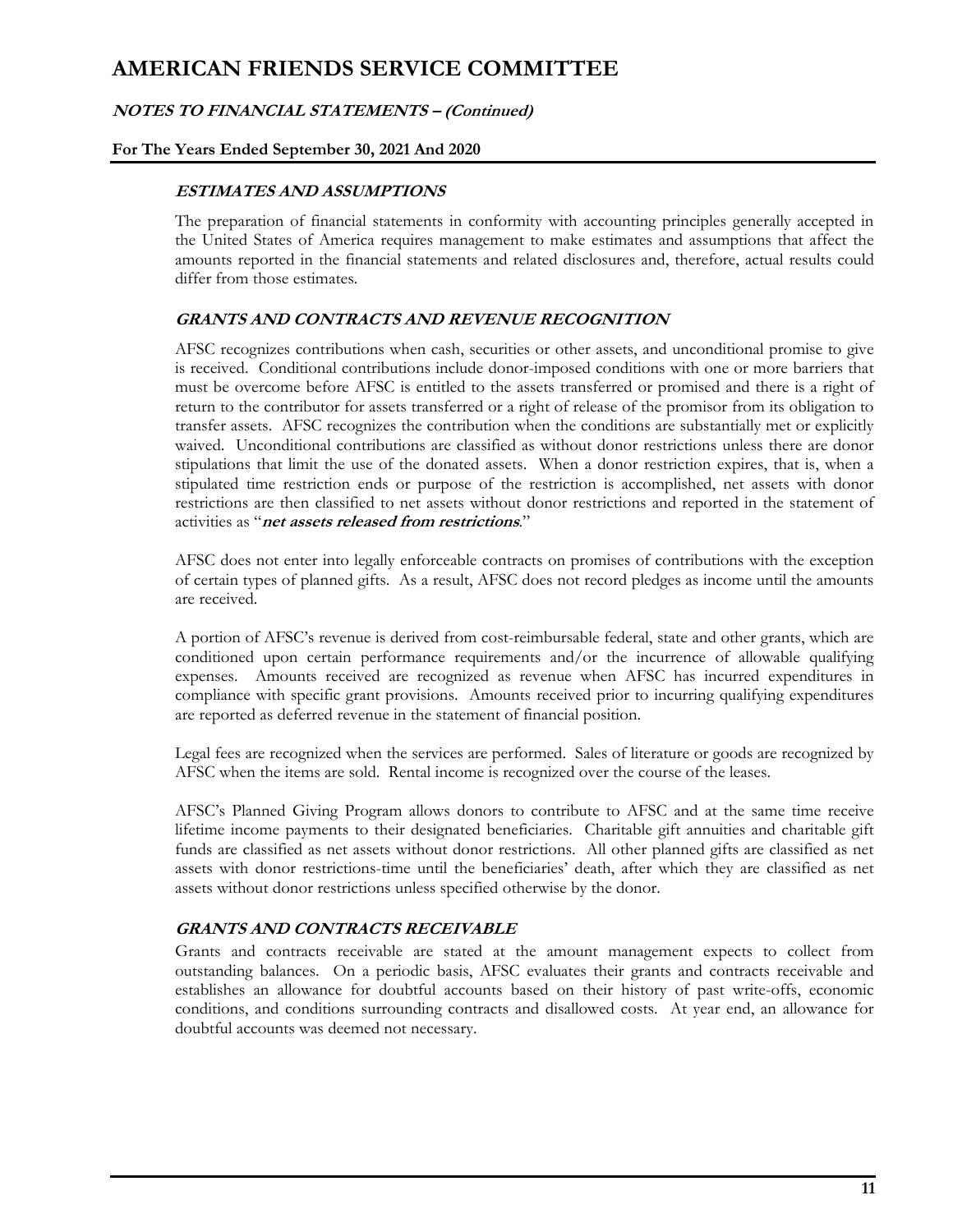### *ESTIMATES AND ASSUMPTIONS*

The preparation of financial statements in conformity with accounting principles generally accepted in the United States of America requires management to make estimates and assumptions that affect the amounts reported in the financial statements and related disclosures and, therefore, actual results could differ from those estimates.

### *GRANTS AND CONTRACTS AND REVENUE RECOGNITION*

AFSC recognizes contributions when cash, securities or other assets, and unconditional promise to give is received. Conditional contributions include donor-imposed conditions with one or more barriers that must be overcome before AFSC is entitled to the assets transferred or promised and there is a right of return to the contributor for assets transferred or a right of release of the promisor from its obligation to transfer assets. AFSC recognizes the contribution when the conditions are substantially met or explicitly waived. Unconditional contributions are classified as without donor restrictions unless there are donor stipulations that limit the use of the donated assets. When a donor restriction expires, that is, when a stipulated time restriction ends or purpose of the restriction is accomplished, net assets with donor restrictions are then classified to net assets without donor restrictions and reported in the statement of activities as "***net assets released from restrictions***."

AFSC does not enter into legally enforceable contracts on promises of contributions with the exception of certain types of planned gifts. As a result, AFSC does not record pledges as income until the amounts are received.

A portion of AFSC's revenue is derived from cost-reimbursable federal, state and other grants, which are conditioned upon certain performance requirements and/or the incurrence of allowable qualifying expenses. Amounts received are recognized as revenue when AFSC has incurred expenditures in compliance with specific grant provisions. Amounts received prior to incurring qualifying expenditures are reported as deferred revenue in the statement of financial position.

Legal fees are recognized when the services are performed. Sales of literature or goods are recognized by AFSC when the items are sold. Rental income is recognized over the course of the leases.

AFSC's Planned Giving Program allows donors to contribute to AFSC and at the same time receive lifetime income payments to their designated beneficiaries. Charitable gift annuities and charitable gift funds are classified as net assets without donor restrictions. All other planned gifts are classified as net assets with donor restrictions-time until the beneficiaries' death, after which they are classified as net assets without donor restrictions unless specified otherwise by the donor.

### *GRANTS AND CONTRACTS RECEIVABLE*

Grants and contracts receivable are stated at the amount management expects to collect from outstanding balances. On a periodic basis, AFSC evaluates their grants and contracts receivable and establishes an allowance for doubtful accounts based on their history of past write-offs, economic conditions, and conditions surrounding contracts and disallowed costs. At year end, an allowance for doubtful accounts was deemed not necessary.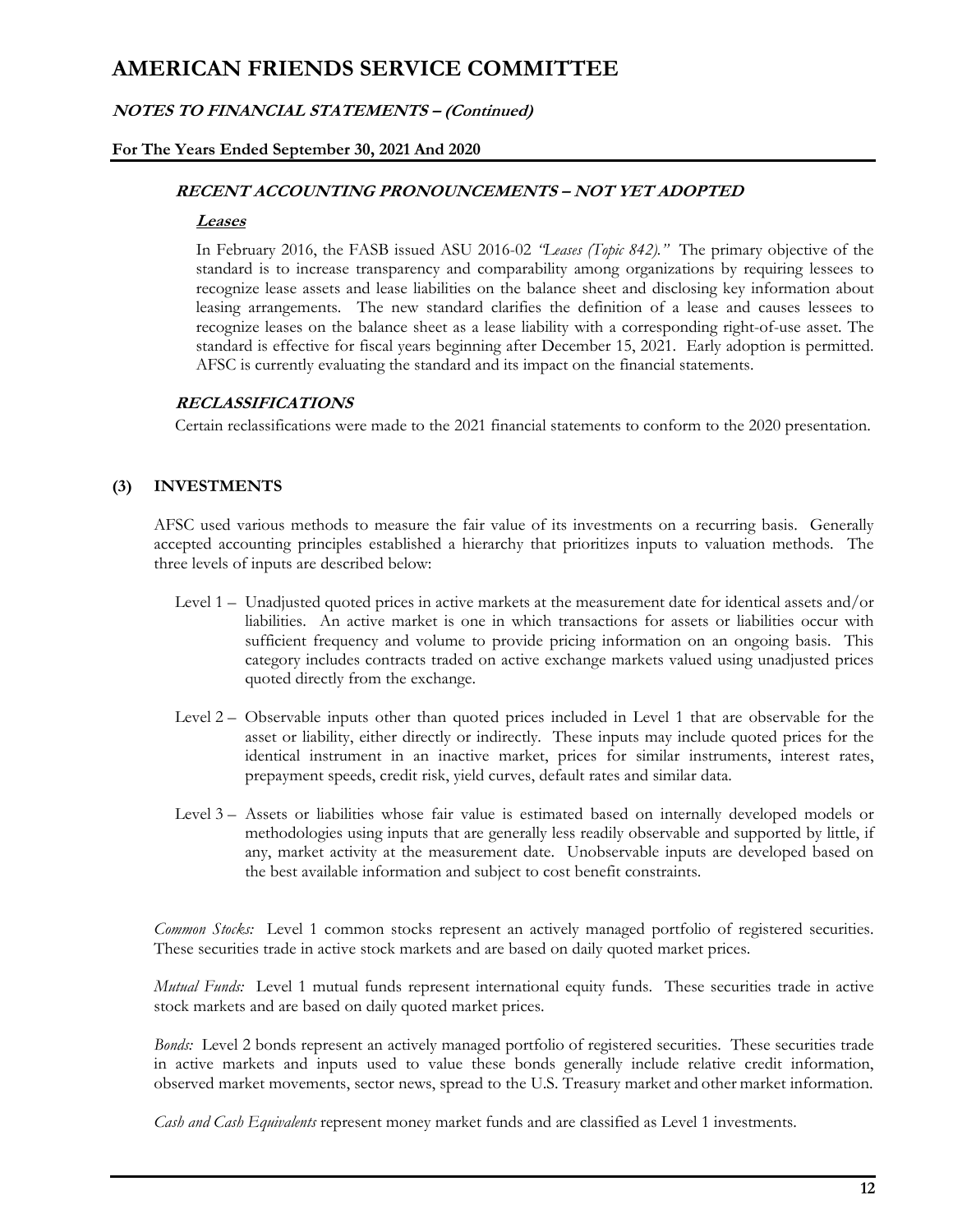# AMERICAN FRIENDS SERVICE COMMITTEE

## *NOTES TO FINANCIAL STATEMENTS – (Continued)*

**For The Years Ended September 30, 2021 And 2020**

### *RECENT ACCOUNTING PRONOUNCEMENTS – NOT YET ADOPTED*

#### *Leases*

In February 2016, the FASB issued ASU 2016-02 *"Leases (Topic 842)."* The primary objective of the standard is to increase transparency and comparability among organizations by requiring lessees to recognize lease assets and lease liabilities on the balance sheet and disclosing key information about leasing arrangements. The new standard clarifies the definition of a lease and causes lessees to recognize leases on the balance sheet as a lease liability with a corresponding right-of-use asset. The standard is effective for fiscal years beginning after December 15, 2021. Early adoption is permitted. AFSC is currently evaluating the standard and its impact on the financial statements.

### *RECLASSIFICATIONS*

Certain reclassifications were made to the 2021 financial statements to conform to the 2020 presentation.

## (3) INVESTMENTS

AFSC used various methods to measure the fair value of its investments on a recurring basis. Generally accepted accounting principles established a hierarchy that prioritizes inputs to valuation methods. The three levels of inputs are described below:

- Level 1 – Unadjusted quoted prices in active markets at the measurement date for identical assets and/or liabilities. An active market is one in which transactions for assets or liabilities occur with sufficient frequency and volume to provide pricing information on an ongoing basis. This category includes contracts traded on active exchange markets valued using unadjusted prices quoted directly from the exchange.
- Level 2 – Observable inputs other than quoted prices included in Level 1 that are observable for the asset or liability, either directly or indirectly. These inputs may include quoted prices for the identical instrument in an inactive market, prices for similar instruments, interest rates, prepayment speeds, credit risk, yield curves, default rates and similar data.
- Level 3 – Assets or liabilities whose fair value is estimated based on internally developed models or methodologies using inputs that are generally less readily observable and supported by little, if any, market activity at the measurement date. Unobservable inputs are developed based on the best available information and subject to cost benefit constraints.

*Common Stocks:* Level 1 common stocks represent an actively managed portfolio of registered securities. These securities trade in active stock markets and are based on daily quoted market prices.

*Mutual Funds:* Level 1 mutual funds represent international equity funds. These securities trade in active stock markets and are based on daily quoted market prices.

*Bonds:* Level 2 bonds represent an actively managed portfolio of registered securities. These securities trade in active markets and inputs used to value these bonds generally include relative credit information, observed market movements, sector news, spread to the U.S. Treasury market and other market information.

*Cash and Cash Equivalents* represent money market funds and are classified as Level 1 investments.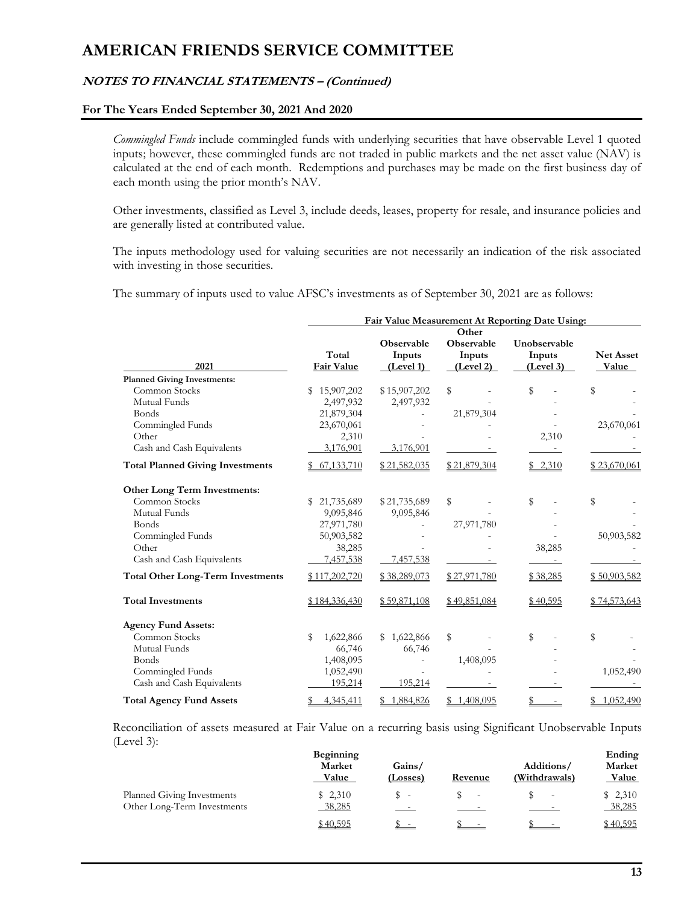*Commingled Funds* include commingled funds with underlying securities that have observable Level 1 quoted inputs; however, these commingled funds are not traded in public markets and the net asset value (NAV) is calculated at the end of each month. Redemptions and purchases may be made on the first business day of each month using the prior month's NAV.

Other investments, classified as Level 3, include deeds, leases, property for resale, and insurance policies and are generally listed at contributed value.

The inputs methodology used for valuing securities are not necessarily an indication of the risk associated with investing in those securities.

The summary of inputs used to value AFSC's investments as of September 30, 2021 are as follows:

| | | Fair Value Measurement At Reporting Date Using: | | | |
|---|---|---|---|---|---|
| 2021 | Total Fair Value | Observable Inputs (Level 1) | Other Observable Inputs (Level 2) | Unobservable Inputs (Level 3) | Net Asset Value |
| **Planned Giving Investments:** | | | | | |
| Common Stocks | $ 15,907,202 | $ 15,907,202 | $ - | $ - | $ - |
| Mutual Funds | 2,497,932 | 2,497,932 | - | - | - |
| Bonds | 21,879,304 | - | 21,879,304 | - | - |
| Commingled Funds | 23,670,061 | - | - | - | 23,670,061 |
| Other | 2,310 | - | - | 2,310 | - |
| Cash and Cash Equivalents | 3,176,901 | 3,176,901 | - | - | - |
| **Total Planned Giving Investments** | $ 67,133,710 | $ 21,582,035 | $ 21,879,304 | $ 2,310 | $ 23,670,061 |
| **Other Long Term Investments:** | | | | | |
| Common Stocks | $ 21,735,689 | $ 21,735,689 | $ - | $ - | $ - |
| Mutual Funds | 9,095,846 | 9,095,846 | - | - | - |
| Bonds | 27,971,780 | - | 27,971,780 | - | - |
| Commingled Funds | 50,903,582 | - | - | - | 50,903,582 |
| Other | 38,285 | - | - | 38,285 | - |
| Cash and Cash Equivalents | 7,457,538 | 7,457,538 | - | - | - |
| **Total Other Long-Term Investments** | $ 117,202,720 | $ 38,289,073 | $ 27,971,780 | $ 38,285 | $ 50,903,582 |
| **Total Investments** | $ 184,336,430 | $ 59,871,108 | $ 49,851,084 | $ 40,595 | $ 74,573,643 |
| **Agency Fund Assets:** | | | | | |
| Common Stocks | $ 1,622,866 | $ 1,622,866 | $ - | $ - | $ - |
| Mutual Funds | 66,746 | 66,746 | - | - | - |
| Bonds | 1,408,095 | - | 1,408,095 | - | - |
| Commingled Funds | 1,052,490 | - | - | - | 1,052,490 |
| Cash and Cash Equivalents | 195,214 | 195,214 | - | - | - |
| **Total Agency Fund Assets** | $ 4,345,411 | $ 1,884,826 | $ 1,408,095 | $ - | $ 1,052,490 |

Reconciliation of assets measured at Fair Value on a recurring basis using Significant Unobservable Inputs (Level 3):

| | Beginning Market Value | Gains/ (Losses) | Revenue | Additions/ (Withdrawals) | Ending Market Value |
|---|---|---|---|---|---|
| Planned Giving Investments | $ 2,310 | $ - | $ - | $ - | $ 2,310 |
| Other Long-Term Investments | 38,285 | - | - | - | 38,285 |
| | $ 40,595 | $ - | $ - | $ - | $ 40,595 |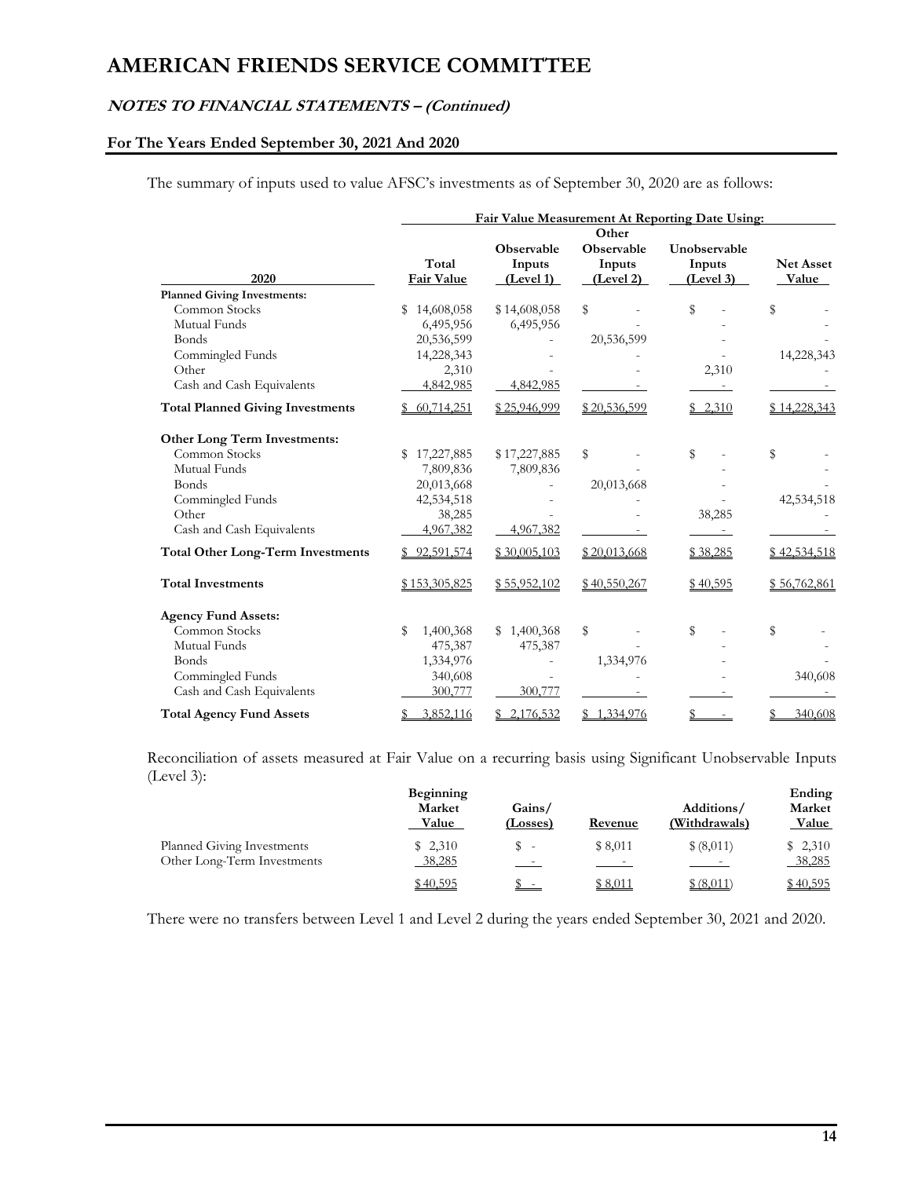# AMERICAN FRIENDS SERVICE COMMITTEE

## *NOTES TO FINANCIAL STATEMENTS – (Continued)*

### For The Years Ended September 30, 2021 And 2020

The summary of inputs used to value AFSC's investments as of September 30, 2020 are as follows:

| | Fair Value Measurement At Reporting Date Using: | | | | |
|---|---|---|---|---|---|
| **2020** | **Total Fair Value** | **Observable Inputs (Level 1)** | **Other Observable Inputs (Level 2)** | **Unobservable Inputs (Level 3)** | **Net Asset Value** |
| **Planned Giving Investments:** | | | | | |
| Common Stocks | $ 14,608,058 | $ 14,608,058 | $ - | $ - | $ - |
| Mutual Funds | 6,495,956 | 6,495,956 | - | - | - |
| Bonds | 20,536,599 | - | 20,536,599 | - | - |
| Commingled Funds | 14,228,343 | - | - | - | 14,228,343 |
| Other | 2,310 | - | - | 2,310 | - |
| Cash and Cash Equivalents | 4,842,985 | 4,842,985 | - | - | - |
| **Total Planned Giving Investments** | $ 60,714,251 | $ 25,946,999 | $ 20,536,599 | $ 2,310 | $ 14,228,343 |
| **Other Long Term Investments:** | | | | | |
| Common Stocks | $ 17,227,885 | $ 17,227,885 | $ - | $ - | $ - |
| Mutual Funds | 7,809,836 | 7,809,836 | - | - | - |
| Bonds | 20,013,668 | - | 20,013,668 | - | - |
| Commingled Funds | 42,534,518 | - | - | - | 42,534,518 |
| Other | 38,285 | - | - | 38,285 | - |
| Cash and Cash Equivalents | 4,967,382 | 4,967,382 | - | - | - |
| **Total Other Long-Term Investments** | $ 92,591,574 | $ 30,005,103 | $ 20,013,668 | $ 38,285 | $ 42,534,518 |
| **Total Investments** | $ 153,305,825 | $ 55,952,102 | $ 40,550,267 | $ 40,595 | $ 56,762,861 |
| **Agency Fund Assets:** | | | | | |
| Common Stocks | $ 1,400,368 | $ 1,400,368 | $ - | $ - | $ - |
| Mutual Funds | 475,387 | 475,387 | - | - | - |
| Bonds | 1,334,976 | - | 1,334,976 | - | - |
| Commingled Funds | 340,608 | - | - | - | 340,608 |
| Cash and Cash Equivalents | 300,777 | 300,777 | - | - | - |
| **Total Agency Fund Assets** | $ 3,852,116 | $ 2,176,532 | $ 1,334,976 | $ - | $ 340,608 |

Reconciliation of assets measured at Fair Value on a recurring basis using Significant Unobservable Inputs (Level 3):

| | **Beginning Market Value** | **Gains/ (Losses)** | **Revenue** | **Additions/ (Withdrawals)** | **Ending Market Value** |
|---|---|---|---|---|---|
| Planned Giving Investments | $ 2,310 | $ - | $ 8,011 | $ (8,011) | $ 2,310 |
| Other Long-Term Investments | 38,285 | - | - | - | 38,285 |
| | $ 40,595 | $ - | $ 8,011 | $ (8,011) | $ 40,595 |

There were no transfers between Level 1 and Level 2 during the years ended September 30, 2021 and 2020.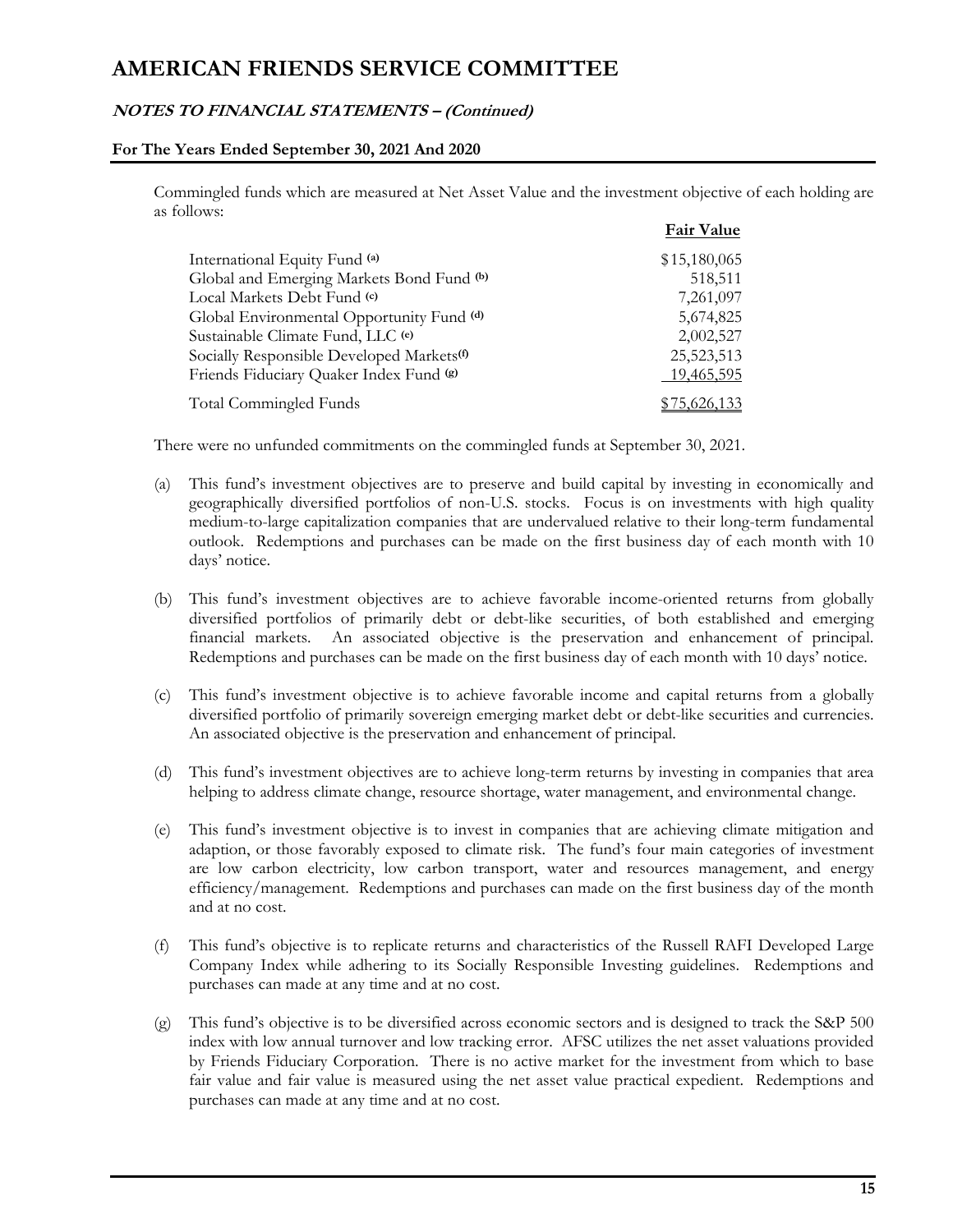Commingled funds which are measured at Net Asset Value and the investment objective of each holding are as follows:

| | Fair Value |
|---|---|
| International Equity Fund [(a)] | $15,180,065 |
| Global and Emerging Markets Bond Fund [(b)] | 518,511 |
| Local Markets Debt Fund [(c)] | 7,261,097 |
| Global Environmental Opportunity Fund [(d)] | 5,674,825 |
| Sustainable Climate Fund, LLC [(e)] | 2,002,527 |
| Socially Responsible Developed Markets[(f)] | 25,523,513 |
| Friends Fiduciary Quaker Index Fund [(g)] | 19,465,595 |
| Total Commingled Funds | $75,626,133 |

There were no unfunded commitments on the commingled funds at September 30, 2021.

(a) This fund's investment objectives are to preserve and build capital by investing in economically and geographically diversified portfolios of non-U.S. stocks. Focus is on investments with high quality medium-to-large capitalization companies that are undervalued relative to their long-term fundamental outlook. Redemptions and purchases can be made on the first business day of each month with 10 days' notice.

(b) This fund's investment objectives are to achieve favorable income-oriented returns from globally diversified portfolios of primarily debt or debt-like securities, of both established and emerging financial markets. An associated objective is the preservation and enhancement of principal. Redemptions and purchases can be made on the first business day of each month with 10 days' notice.

(c) This fund's investment objective is to achieve favorable income and capital returns from a globally diversified portfolio of primarily sovereign emerging market debt or debt-like securities and currencies. An associated objective is the preservation and enhancement of principal.

(d) This fund's investment objectives are to achieve long-term returns by investing in companies that area helping to address climate change, resource shortage, water management, and environmental change.

(e) This fund's investment objective is to invest in companies that are achieving climate mitigation and adaption, or those favorably exposed to climate risk. The fund's four main categories of investment are low carbon electricity, low carbon transport, water and resources management, and energy efficiency/management. Redemptions and purchases can made on the first business day of the month and at no cost.

(f) This fund's objective is to replicate returns and characteristics of the Russell RAFI Developed Large Company Index while adhering to its Socially Responsible Investing guidelines. Redemptions and purchases can made at any time and at no cost.

(g) This fund's objective is to be diversified across economic sectors and is designed to track the S&P 500 index with low annual turnover and low tracking error. AFSC utilizes the net asset valuations provided by Friends Fiduciary Corporation. There is no active market for the investment from which to base fair value and fair value is measured using the net asset value practical expedient. Redemptions and purchases can made at any time and at no cost.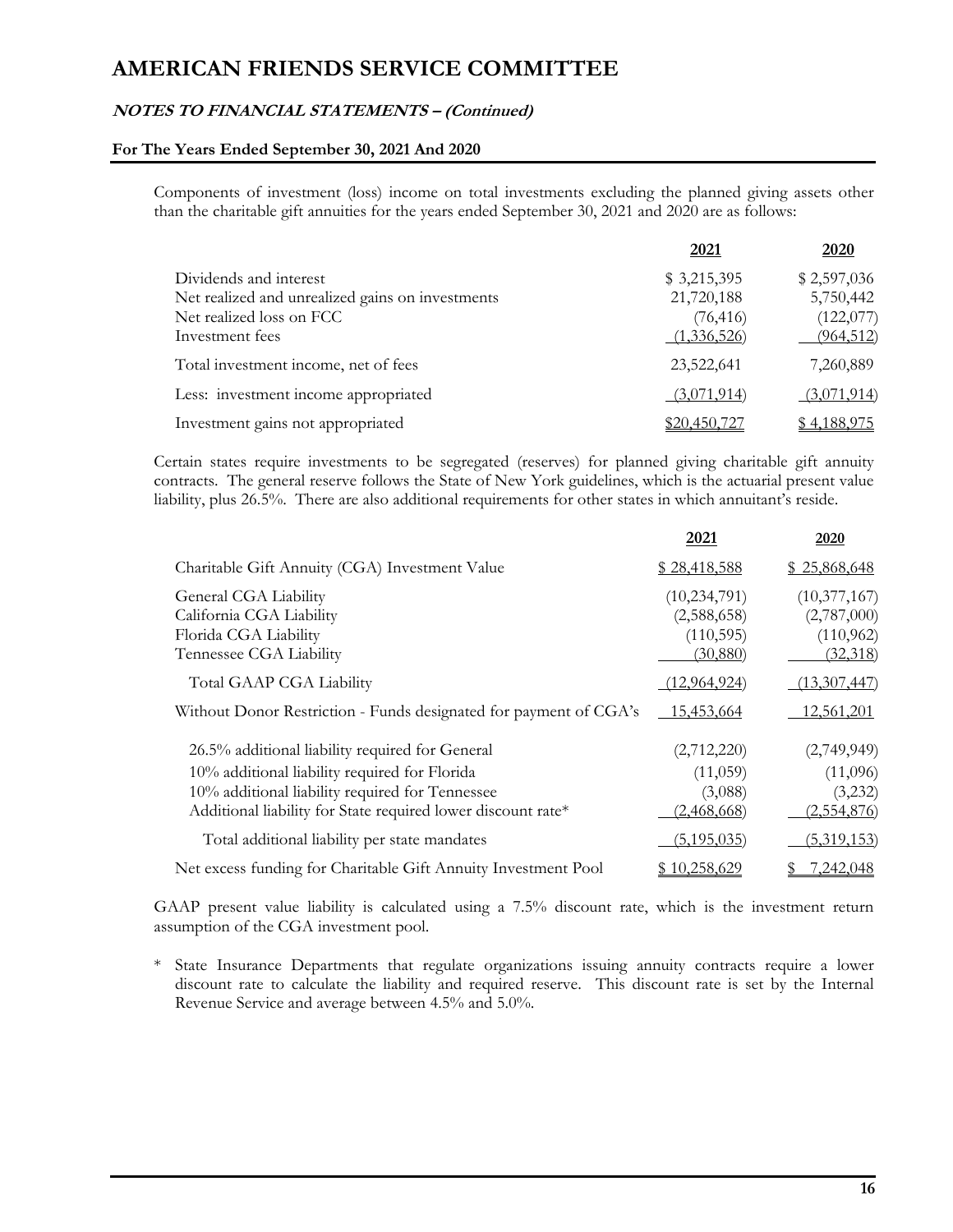# AMERICAN FRIENDS SERVICE COMMITTEE

## NOTES TO FINANCIAL STATEMENTS – (Continued)

### For The Years Ended September 30, 2021 And 2020

Components of investment (loss) income on total investments excluding the planned giving assets other than the charitable gift annuities for the years ended September 30, 2021 and 2020 are as follows:

| | 2021 | 2020 |
|---|---|---|
| Dividends and interest | $ 3,215,395 | $ 2,597,036 |
| Net realized and unrealized gains on investments | 21,720,188 | 5,750,442 |
| Net realized loss on FCC | (76,416) | (122,077) |
| Investment fees | (1,336,526) | (964,512) |
| Total investment income, net of fees | 23,522,641 | 7,260,889 |
| Less: investment income appropriated | (3,071,914) | (3,071,914) |
| Investment gains not appropriated | $20,450,727 | $ 4,188,975 |

Certain states require investments to be segregated (reserves) for planned giving charitable gift annuity contracts. The general reserve follows the State of New York guidelines, which is the actuarial present value liability, plus 26.5%. There are also additional requirements for other states in which annuitant's reside.

| | 2021 | 2020 |
|---|---|---|
| Charitable Gift Annuity (CGA) Investment Value | $ 28,418,588 | $ 25,868,648 |
| General CGA Liability | (10,234,791) | (10,377,167) |
| California CGA Liability | (2,588,658) | (2,787,000) |
| Florida CGA Liability | (110,595) | (110,962) |
| Tennessee CGA Liability | (30,880) | (32,318) |
| Total GAAP CGA Liability | (12,964,924) | (13,307,447) |
| Without Donor Restriction - Funds designated for payment of CGA's | 15,453,664 | 12,561,201 |
| 26.5% additional liability required for General | (2,712,220) | (2,749,949) |
| 10% additional liability required for Florida | (11,059) | (11,096) |
| 10% additional liability required for Tennessee | (3,088) | (3,232) |
| Additional liability for State required lower discount rate* | (2,468,668) | (2,554,876) |
| Total additional liability per state mandates | (5,195,035) | (5,319,153) |
| Net excess funding for Charitable Gift Annuity Investment Pool | $ 10,258,629 | $ 7,242,048 |

GAAP present value liability is calculated using a 7.5% discount rate, which is the investment return assumption of the CGA investment pool.

\* State Insurance Departments that regulate organizations issuing annuity contracts require a lower discount rate to calculate the liability and required reserve. This discount rate is set by the Internal Revenue Service and average between 4.5% and 5.0%.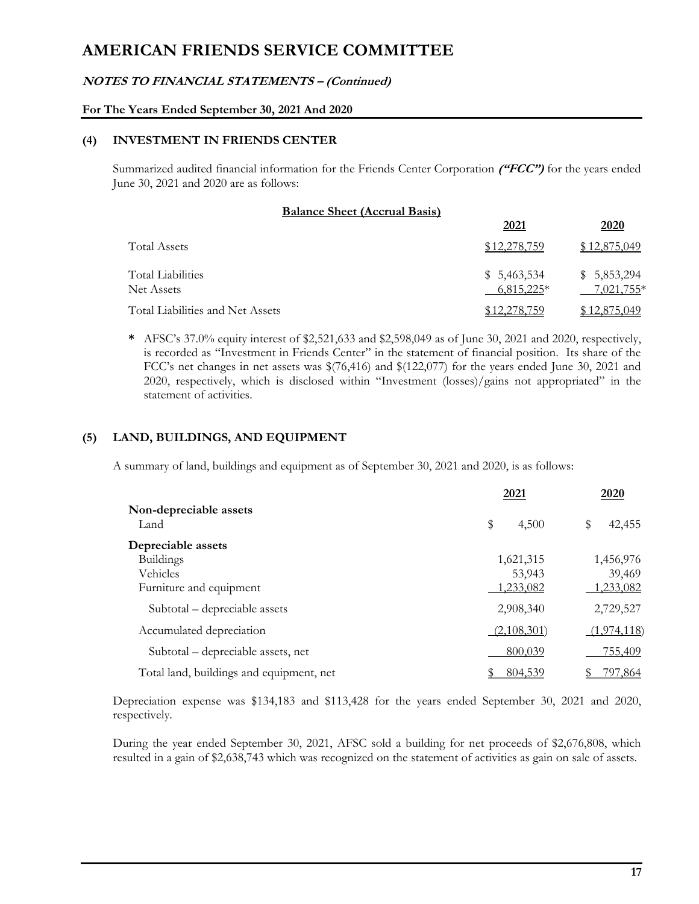# AMERICAN FRIENDS SERVICE COMMITTEE

## *NOTES TO FINANCIAL STATEMENTS – (Continued)*

**For The Years Ended September 30, 2021 And 2020**

### (4) INVESTMENT IN FRIENDS CENTER

Summarized audited financial information for the Friends Center Corporation ***("FCC")*** for the years ended June 30, 2021 and 2020 are as follows:

**Balance Sheet (Accrual Basis)**

| | 2021 | 2020 |
|---|---|---|
| Total Assets | $12,278,759 | $12,875,049 |
| Total Liabilities | $ 5,463,534 | $ 5,853,294 |
| Net Assets | 6,815,225* | 7,021,755* |
| Total Liabilities and Net Assets | $12,278,759 | $12,875,049 |

\* AFSC's 37.0% equity interest of $2,521,633 and $2,598,049 as of June 30, 2021 and 2020, respectively, is recorded as "Investment in Friends Center" in the statement of financial position. Its share of the FCC's net changes in net assets was $(76,416) and $(122,077) for the years ended June 30, 2021 and 2020, respectively, which is disclosed within "Investment (losses)/gains not appropriated" in the statement of activities.

### (5) LAND, BUILDINGS, AND EQUIPMENT

A summary of land, buildings and equipment as of September 30, 2021 and 2020, is as follows:

| | 2021 | 2020 |
|---|---|---|
| **Non-depreciable assets** | | |
| Land | $ 4,500 | $ 42,455 |
| **Depreciable assets** | | |
| Buildings | 1,621,315 | 1,456,976 |
| Vehicles | 53,943 | 39,469 |
| Furniture and equipment | 1,233,082 | 1,233,082 |
| Subtotal – depreciable assets | 2,908,340 | 2,729,527 |
| Accumulated depreciation | (2,108,301) | (1,974,118) |
| Subtotal – depreciable assets, net | 800,039 | 755,409 |
| Total land, buildings and equipment, net | $ 804,539 | $ 797,864 |

Depreciation expense was $134,183 and $113,428 for the years ended September 30, 2021 and 2020, respectively.

During the year ended September 30, 2021, AFSC sold a building for net proceeds of $2,676,808, which resulted in a gain of $2,638,743 which was recognized on the statement of activities as gain on sale of assets.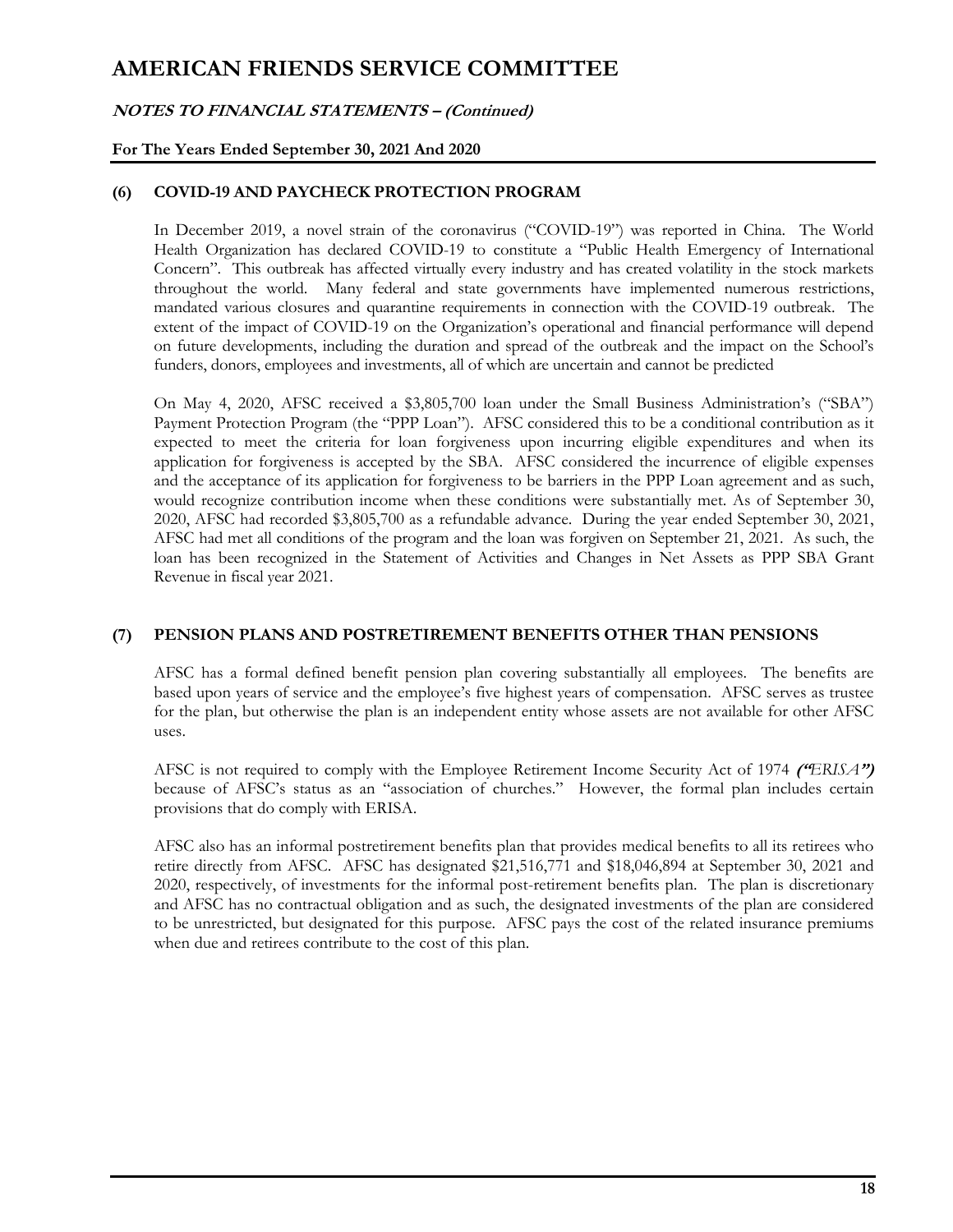## (6) COVID-19 AND PAYCHECK PROTECTION PROGRAM

In December 2019, a novel strain of the coronavirus ("COVID-19") was reported in China. The World Health Organization has declared COVID-19 to constitute a "Public Health Emergency of International Concern". This outbreak has affected virtually every industry and has created volatility in the stock markets throughout the world. Many federal and state governments have implemented numerous restrictions, mandated various closures and quarantine requirements in connection with the COVID-19 outbreak. The extent of the impact of COVID-19 on the Organization's operational and financial performance will depend on future developments, including the duration and spread of the outbreak and the impact on the School's funders, donors, employees and investments, all of which are uncertain and cannot be predicted

On May 4, 2020, AFSC received a $3,805,700 loan under the Small Business Administration's ("SBA") Payment Protection Program (the "PPP Loan"). AFSC considered this to be a conditional contribution as it expected to meet the criteria for loan forgiveness upon incurring eligible expenditures and when its application for forgiveness is accepted by the SBA. AFSC considered the incurrence of eligible expenses and the acceptance of its application for forgiveness to be barriers in the PPP Loan agreement and as such, would recognize contribution income when these conditions were substantially met. As of September 30, 2020, AFSC had recorded $3,805,700 as a refundable advance. During the year ended September 30, 2021, AFSC had met all conditions of the program and the loan was forgiven on September 21, 2021. As such, the loan has been recognized in the Statement of Activities and Changes in Net Assets as PPP SBA Grant Revenue in fiscal year 2021.

## (7) PENSION PLANS AND POSTRETIREMENT BENEFITS OTHER THAN PENSIONS

AFSC has a formal defined benefit pension plan covering substantially all employees. The benefits are based upon years of service and the employee's five highest years of compensation. AFSC serves as trustee for the plan, but otherwise the plan is an independent entity whose assets are not available for other AFSC uses.

AFSC is not required to comply with the Employee Retirement Income Security Act of 1974 ***("****ERISA****")*** because of AFSC's status as an "association of churches." However, the formal plan includes certain provisions that do comply with ERISA.

AFSC also has an informal postretirement benefits plan that provides medical benefits to all its retirees who retire directly from AFSC. AFSC has designated $21,516,771 and $18,046,894 at September 30, 2021 and 2020, respectively, of investments for the informal post-retirement benefits plan. The plan is discretionary and AFSC has no contractual obligation and as such, the designated investments of the plan are considered to be unrestricted, but designated for this purpose. AFSC pays the cost of the related insurance premiums when due and retirees contribute to the cost of this plan.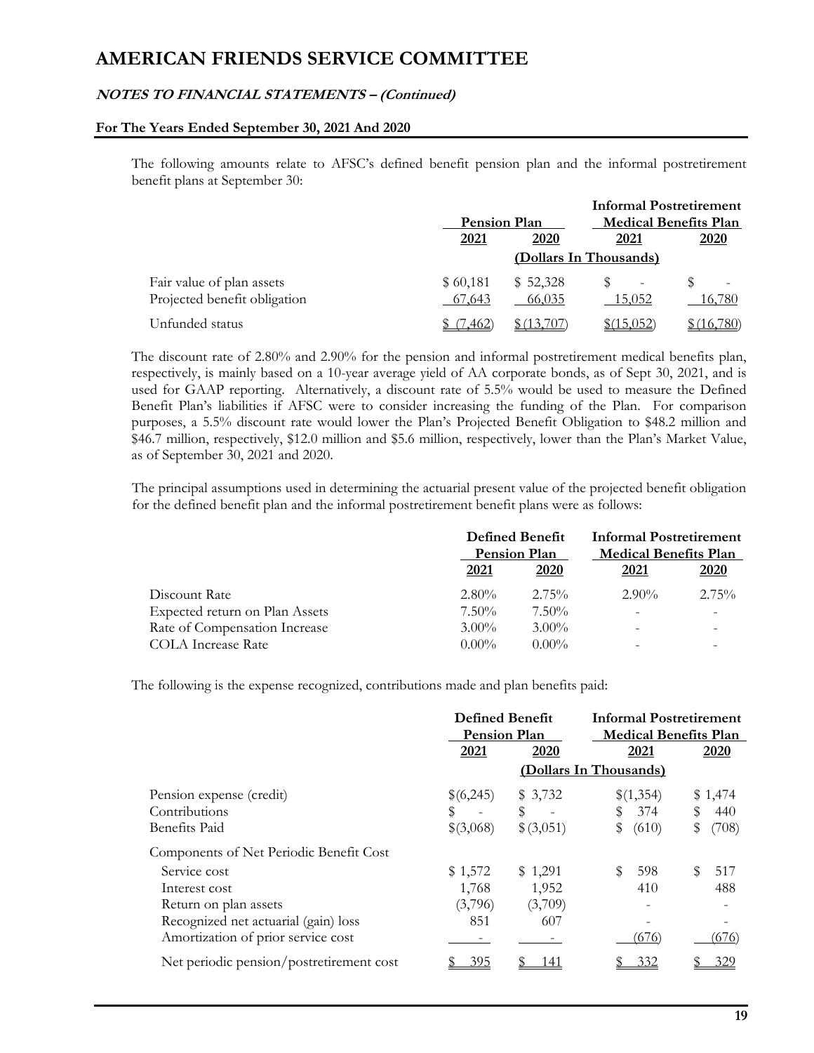# AMERICAN FRIENDS SERVICE COMMITTEE

## *NOTES TO FINANCIAL STATEMENTS – (Continued)*

**For The Years Ended September 30, 2021 And 2020**

The following amounts relate to AFSC's defined benefit pension plan and the informal postretirement benefit plans at September 30:

| | Pension Plan | | Informal Postretirement Medical Benefits Plan | |
|---|---|---|---|---|
| | **2021** | **2020** | **2021** | **2020** |
| | (Dollars In Thousands) | | | |
| Fair value of plan assets | $ 60,181 | $ 52,328 | $ - | $ - |
| Projected benefit obligation | 67,643 | 66,035 | 15,052 | 16,780 |
| Unfunded status | $ (7,462) | $ (13,707) | $(15,052) | $ (16,780) |

The discount rate of 2.80% and 2.90% for the pension and informal postretirement medical benefits plan, respectively, is mainly based on a 10-year average yield of AA corporate bonds, as of Sept 30, 2021, and is used for GAAP reporting. Alternatively, a discount rate of 5.5% would be used to measure the Defined Benefit Plan's liabilities if AFSC were to consider increasing the funding of the Plan. For comparison purposes, a 5.5% discount rate would lower the Plan's Projected Benefit Obligation to $48.2 million and $46.7 million, respectively, $12.0 million and $5.6 million, respectively, lower than the Plan's Market Value, as of September 30, 2021 and 2020.

The principal assumptions used in determining the actuarial present value of the projected benefit obligation for the defined benefit plan and the informal postretirement benefit plans were as follows:

| | Defined Benefit Pension Plan | | Informal Postretirement Medical Benefits Plan | |
|---|---|---|---|---|
| | **2021** | **2020** | **2021** | **2020** |
| Discount Rate | 2.80% | 2.75% | 2.90% | 2.75% |
| Expected return on Plan Assets | 7.50% | 7.50% | - | - |
| Rate of Compensation Increase | 3.00% | 3.00% | - | - |
| COLA Increase Rate | 0.00% | 0.00% | - | - |

The following is the expense recognized, contributions made and plan benefits paid:

| | Defined Benefit Pension Plan | | Informal Postretirement Medical Benefits Plan | |
|---|---|---|---|---|
| | **2021** | **2020** | **2021** | **2020** |
| | (Dollars In Thousands) | | | |
| Pension expense (credit) | $(6,245) | $ 3,732 | $(1,354) | $ 1,474 |
| Contributions | $ - | $ - | $ 374 | $ 440 |
| Benefits Paid | $(3,068) | $ (3,051) | $ (610) | $ (708) |
| Components of Net Periodic Benefit Cost | | | | |
| Service cost | $ 1,572 | $ 1,291 | $ 598 | $ 517 |
| Interest cost | 1,768 | 1,952 | 410 | 488 |
| Return on plan assets | (3,796) | (3,709) | - | - |
| Recognized net actuarial (gain) loss | 851 | 607 | - | - |
| Amortization of prior service cost | - | - | (676) | (676) |
| Net periodic pension/postretirement cost | $ 395 | $ 141 | $ 332 | $ 329 |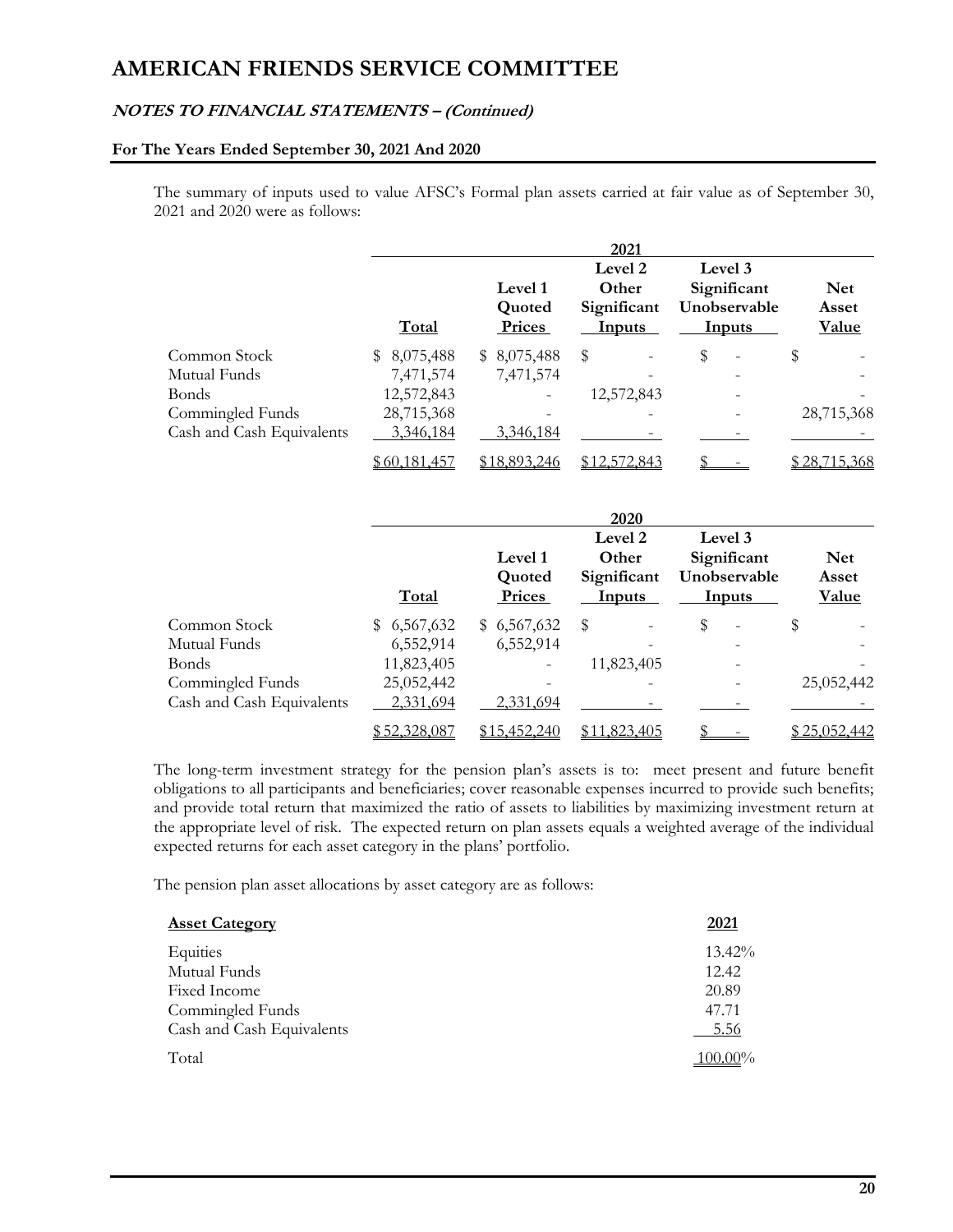# AMERICAN FRIENDS SERVICE COMMITTEE

## *NOTES TO FINANCIAL STATEMENTS – (Continued)*

### For The Years Ended September 30, 2021 And 2020

The summary of inputs used to value AFSC's Formal plan assets carried at fair value as of September 30, 2021 and 2020 were as follows:

| 2021 | Total | Level 1 Quoted Prices | Level 2 Other Significant Inputs | Level 3 Significant Unobservable Inputs | Net Asset Value |
|---|---|---|---|---|---|
| Common Stock | $ 8,075,488 | $ 8,075,488 | $ - | $ - | $ - |
| Mutual Funds | 7,471,574 | 7,471,574 | - | - | - |
| Bonds | 12,572,843 | - | 12,572,843 | - | - |
| Commingled Funds | 28,715,368 | - | - | - | 28,715,368 |
| Cash and Cash Equivalents | 3,346,184 | 3,346,184 | - | - | - |
| | $ 60,181,457 | $18,893,246 | $12,572,843 | $ - | $ 28,715,368 |

| 2020 | Total | Level 1 Quoted Prices | Level 2 Other Significant Inputs | Level 3 Significant Unobservable Inputs | Net Asset Value |
|---|---|---|---|---|---|
| Common Stock | $ 6,567,632 | $ 6,567,632 | $ - | $ - | $ - |
| Mutual Funds | 6,552,914 | 6,552,914 | - | - | - |
| Bonds | 11,823,405 | - | 11,823,405 | - | - |
| Commingled Funds | 25,052,442 | - | - | - | 25,052,442 |
| Cash and Cash Equivalents | 2,331,694 | 2,331,694 | - | - | - |
| | $ 52,328,087 | $15,452,240 | $11,823,405 | $ - | $ 25,052,442 |

The long-term investment strategy for the pension plan's assets is to: meet present and future benefit obligations to all participants and beneficiaries; cover reasonable expenses incurred to provide such benefits; and provide total return that maximized the ratio of assets to liabilities by maximizing investment return at the appropriate level of risk. The expected return on plan assets equals a weighted average of the individual expected returns for each asset category in the plans' portfolio.

The pension plan asset allocations by asset category are as follows:

| Asset Category | 2021 |
|---|---|
| Equities | 13.42% |
| Mutual Funds | 12.42 |
| Fixed Income | 20.89 |
| Commingled Funds | 47.71 |
| Cash and Cash Equivalents | 5.56 |
| Total | 100.00% |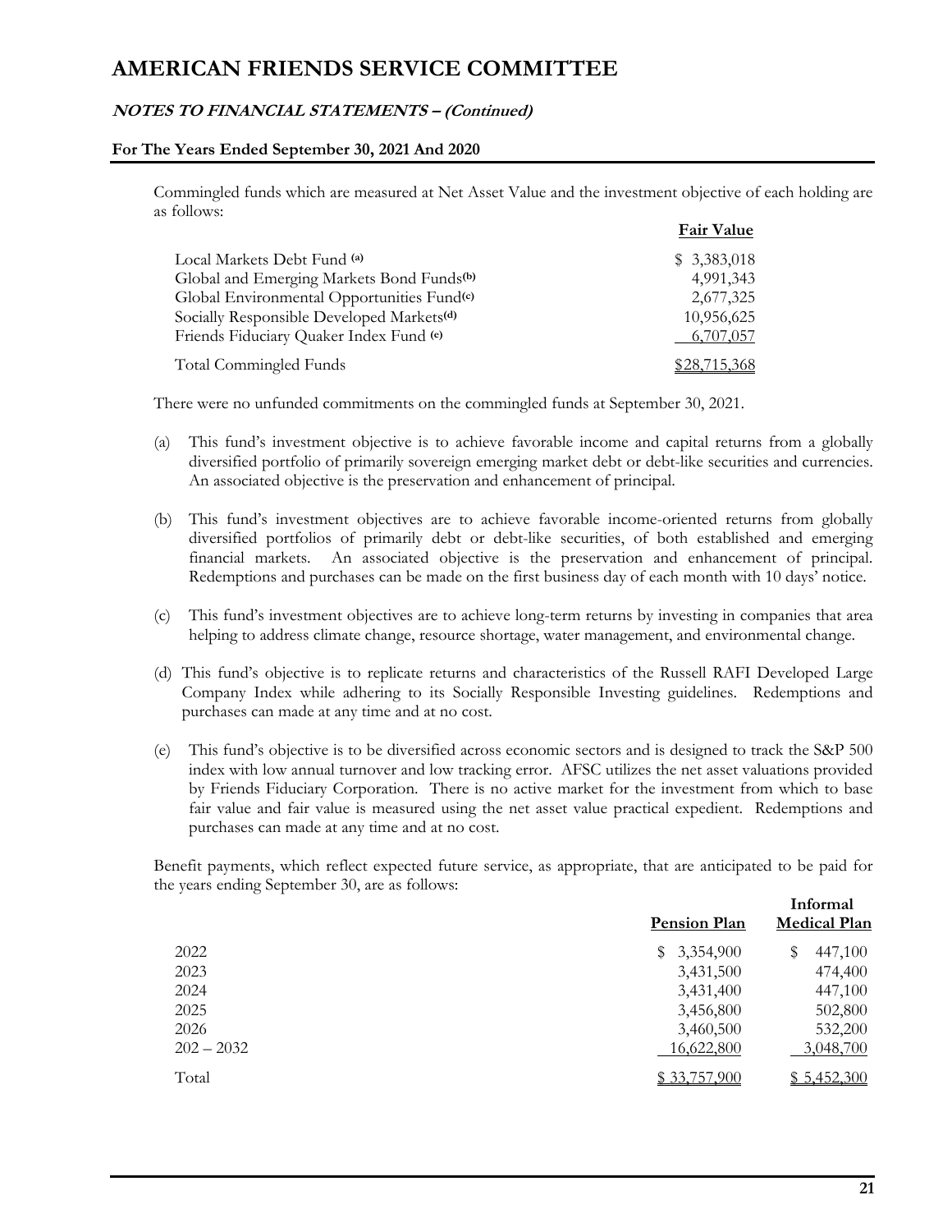Commingled funds which are measured at Net Asset Value and the investment objective of each holding are as follows:

| | Fair Value |
|---|---|
| Local Markets Debt Fund [(a)] | $ 3,383,018 |
| Global and Emerging Markets Bond Funds[(b)] | 4,991,343 |
| Global Environmental Opportunities Fund[(c)] | 2,677,325 |
| Socially Responsible Developed Markets[(d)] | 10,956,625 |
| Friends Fiduciary Quaker Index Fund [(e)] | 6,707,057 |
| Total Commingled Funds | $28,715,368 |

There were no unfunded commitments on the commingled funds at September 30, 2021.

(a) This fund's investment objective is to achieve favorable income and capital returns from a globally diversified portfolio of primarily sovereign emerging market debt or debt-like securities and currencies. An associated objective is the preservation and enhancement of principal.

(b) This fund's investment objectives are to achieve favorable income-oriented returns from globally diversified portfolios of primarily debt or debt-like securities, of both established and emerging financial markets. An associated objective is the preservation and enhancement of principal. Redemptions and purchases can be made on the first business day of each month with 10 days' notice.

(c) This fund's investment objectives are to achieve long-term returns by investing in companies that area helping to address climate change, resource shortage, water management, and environmental change.

(d) This fund's objective is to replicate returns and characteristics of the Russell RAFI Developed Large Company Index while adhering to its Socially Responsible Investing guidelines. Redemptions and purchases can made at any time and at no cost.

(e) This fund's objective is to be diversified across economic sectors and is designed to track the S&P 500 index with low annual turnover and low tracking error. AFSC utilizes the net asset valuations provided by Friends Fiduciary Corporation. There is no active market for the investment from which to base fair value and fair value is measured using the net asset value practical expedient. Redemptions and purchases can made at any time and at no cost.

Benefit payments, which reflect expected future service, as appropriate, that are anticipated to be paid for the years ending September 30, are as follows:

| | Pension Plan | Informal Medical Plan |
|---|---|---|
| 2022 | $ 3,354,900 | $ 447,100 |
| 2023 | 3,431,500 | 474,400 |
| 2024 | 3,431,400 | 447,100 |
| 2025 | 3,456,800 | 502,800 |
| 2026 | 3,460,500 | 532,200 |
| 202 – 2032 | 16,622,800 | 3,048,700 |
| Total | $ 33,757,900 | $ 5,452,300 |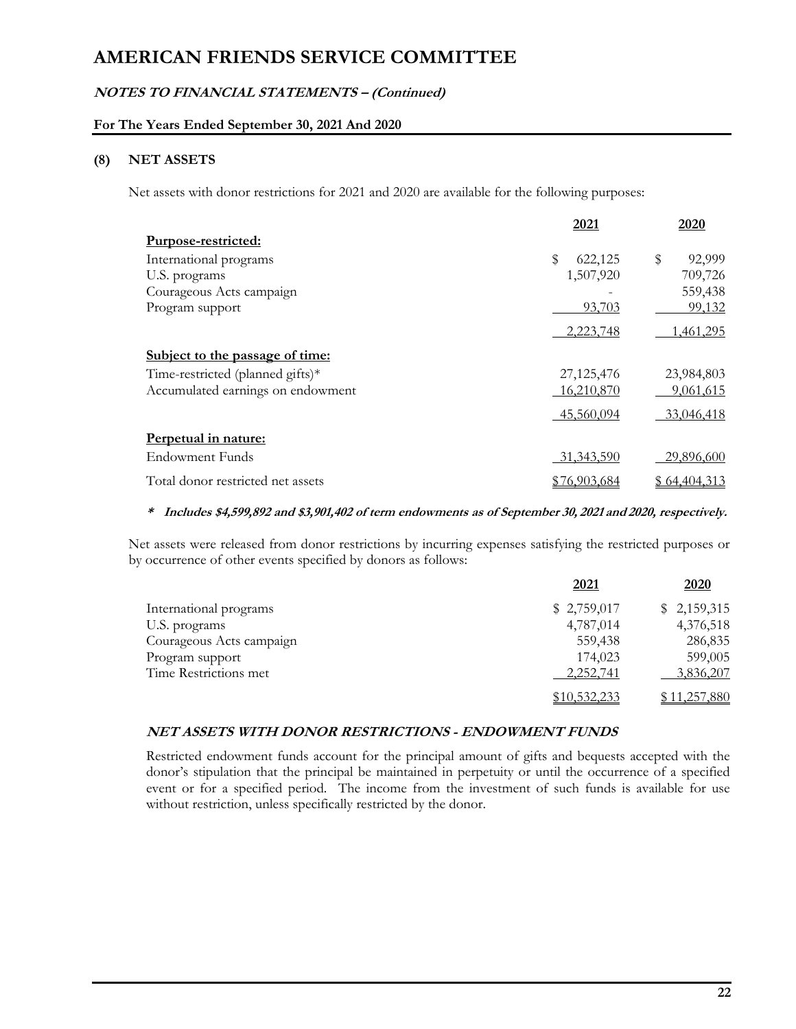# AMERICAN FRIENDS SERVICE COMMITTEE

## NOTES TO FINANCIAL STATEMENTS – (Continued)

### For The Years Ended September 30, 2021 And 2020

### (8) NET ASSETS

Net assets with donor restrictions for 2021 and 2020 are available for the following purposes:

| | 2021 | 2020 |
|---|---|---|
| **Purpose-restricted:** | | |
| International programs | $ 622,125 | $ 92,999 |
| U.S. programs | 1,507,920 | 709,726 |
| Courageous Acts campaign | - | 559,438 |
| Program support | 93,703 | 99,132 |
| | 2,223,748 | 1,461,295 |
| **Subject to the passage of time:** | | |
| Time-restricted (planned gifts)* | 27,125,476 | 23,984,803 |
| Accumulated earnings on endowment | 16,210,870 | 9,061,615 |
| | 45,560,094 | 33,046,418 |
| **Perpetual in nature:** | | |
| Endowment Funds | 31,343,590 | 29,896,600 |
| Total donor restricted net assets | $76,903,684 | $ 64,404,313 |

*** Includes $4,599,892 and $3,901,402 of term endowments as of September 30, 2021 and 2020, respectively.**

Net assets were released from donor restrictions by incurring expenses satisfying the restricted purposes or by occurrence of other events specified by donors as follows:

| | 2021 | 2020 |
|---|---|---|
| International programs | $ 2,759,017 | $ 2,159,315 |
| U.S. programs | 4,787,014 | 4,376,518 |
| Courageous Acts campaign | 559,438 | 286,835 |
| Program support | 174,023 | 599,005 |
| Time Restrictions met | 2,252,741 | 3,836,207 |
| | $10,532,233 | $ 11,257,880 |

### NET ASSETS WITH DONOR RESTRICTIONS - ENDOWMENT FUNDS

Restricted endowment funds account for the principal amount of gifts and bequests accepted with the donor's stipulation that the principal be maintained in perpetuity or until the occurrence of a specified event or for a specified period. The income from the investment of such funds is available for use without restriction, unless specifically restricted by the donor.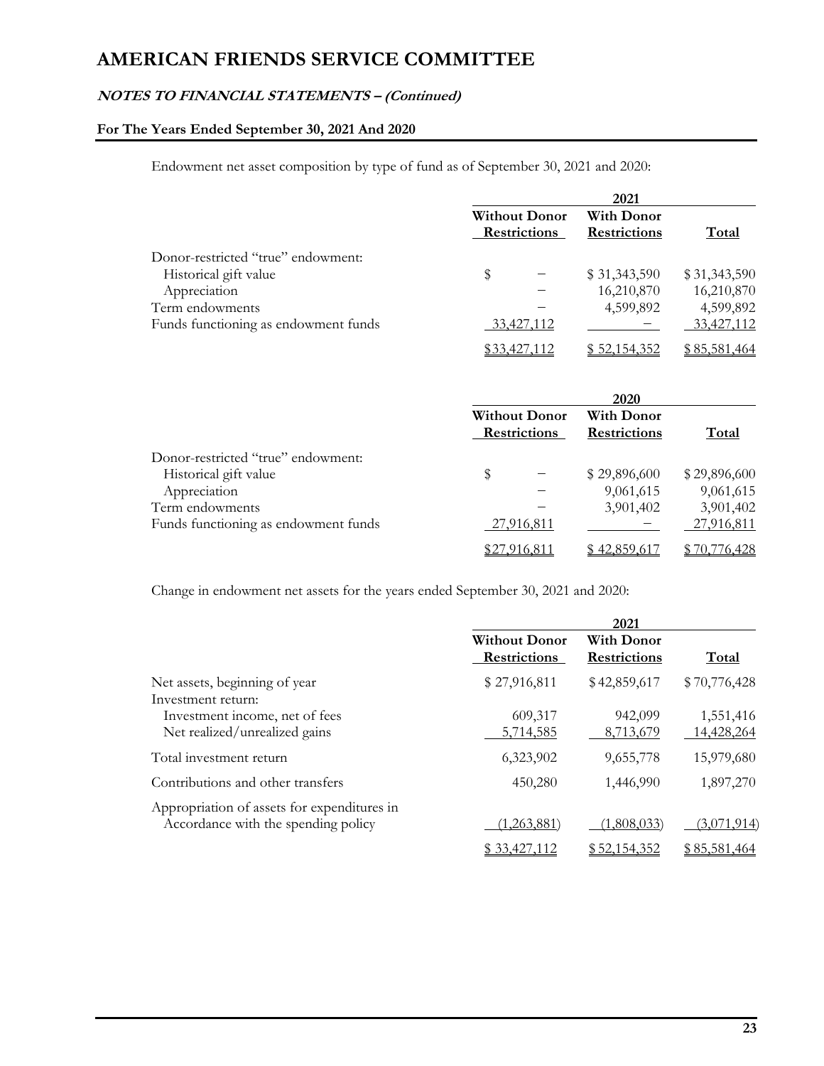# AMERICAN FRIENDS SERVICE COMMITTEE

## *NOTES TO FINANCIAL STATEMENTS – (Continued)*

### For The Years Ended September 30, 2021 And 2020

Endowment net asset composition by type of fund as of September 30, 2021 and 2020:

| | 2021 | | |
|---|---|---|---|
| | Without Donor Restrictions | With Donor Restrictions | Total |
| Donor-restricted "true" endowment: | | | |
| Historical gift value | $ – | $ 31,343,590 | $ 31,343,590 |
| Appreciation | – | 16,210,870 | 16,210,870 |
| Term endowments | – | 4,599,892 | 4,599,892 |
| Funds functioning as endowment funds | 33,427,112 | – | 33,427,112 |
| | $33,427,112 | $ 52,154,352 | $ 85,581,464 |

| | 2020 | | |
|---|---|---|---|
| | Without Donor Restrictions | With Donor Restrictions | Total |
| Donor-restricted "true" endowment: | | | |
| Historical gift value | $ – | $ 29,896,600 | $ 29,896,600 |
| Appreciation | – | 9,061,615 | 9,061,615 |
| Term endowments | – | 3,901,402 | 3,901,402 |
| Funds functioning as endowment funds | 27,916,811 | – | 27,916,811 |
| | $27,916,811 | $ 42,859,617 | $ 70,776,428 |

Change in endowment net assets for the years ended September 30, 2021 and 2020:

| | 2021 | | |
|---|---|---|---|
| | Without Donor Restrictions | With Donor Restrictions | Total |
| Net assets, beginning of year | $ 27,916,811 | $ 42,859,617 | $ 70,776,428 |
| Investment return: | | | |
| Investment income, net of fees | 609,317 | 942,099 | 1,551,416 |
| Net realized/unrealized gains | 5,714,585 | 8,713,679 | 14,428,264 |
| Total investment return | 6,323,902 | 9,655,778 | 15,979,680 |
| Contributions and other transfers | 450,280 | 1,446,990 | 1,897,270 |
| Appropriation of assets for expenditures in Accordance with the spending policy | (1,263,881) | (1,808,033) | (3,071,914) |
| | $ 33,427,112 | $ 52,154,352 | $ 85,581,464 |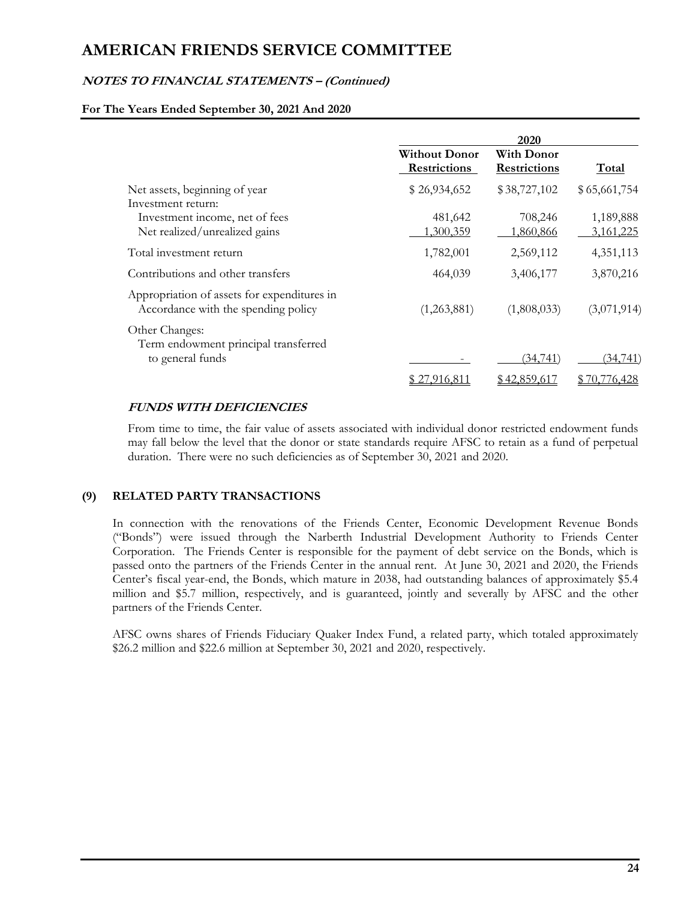# AMERICAN FRIENDS SERVICE COMMITTEE

## *NOTES TO FINANCIAL STATEMENTS – (Continued)*

**For The Years Ended September 30, 2021 And 2020**

| | 2020 | | |
|---|---|---|---|
| | Without Donor Restrictions | With Donor Restrictions | Total |
| Net assets, beginning of year | $ 26,934,652 | $ 38,727,102 | $ 65,661,754 |
| Investment return: | | | |
| Investment income, net of fees | 481,642 | 708,246 | 1,189,888 |
| Net realized/unrealized gains | 1,300,359 | 1,860,866 | 3,161,225 |
| Total investment return | 1,782,001 | 2,569,112 | 4,351,113 |
| Contributions and other transfers | 464,039 | 3,406,177 | 3,870,216 |
| Appropriation of assets for expenditures in Accordance with the spending policy | (1,263,881) | (1,808,033) | (3,071,914) |
| Other Changes: | | | |
| Term endowment principal transferred to general funds | - | (34,741) | (34,741) |
| | $ 27,916,811 | $ 42,859,617 | $ 70,776,428 |

### *FUNDS WITH DEFICIENCIES*

From time to time, the fair value of assets associated with individual donor restricted endowment funds may fall below the level that the donor or state standards require AFSC to retain as a fund of perpetual duration. There were no such deficiencies as of September 30, 2021 and 2020.

## (9) RELATED PARTY TRANSACTIONS

In connection with the renovations of the Friends Center, Economic Development Revenue Bonds ("Bonds") were issued through the Narberth Industrial Development Authority to Friends Center Corporation. The Friends Center is responsible for the payment of debt service on the Bonds, which is passed onto the partners of the Friends Center in the annual rent. At June 30, 2021 and 2020, the Friends Center's fiscal year-end, the Bonds, which mature in 2038, had outstanding balances of approximately $5.4 million and $5.7 million, respectively, and is guaranteed, jointly and severally by AFSC and the other partners of the Friends Center.

AFSC owns shares of Friends Fiduciary Quaker Index Fund, a related party, which totaled approximately $26.2 million and $22.6 million at September 30, 2021 and 2020, respectively.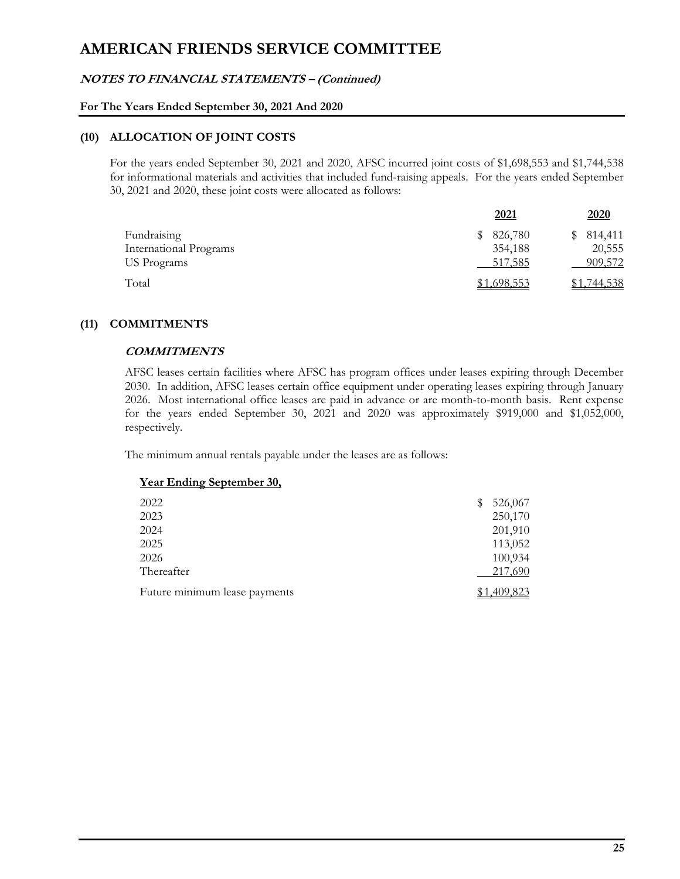# AMERICAN FRIENDS SERVICE COMMITTEE

***NOTES TO FINANCIAL STATEMENTS – (Continued)***

**For The Years Ended September 30, 2021 And 2020**

## (10) ALLOCATION OF JOINT COSTS

For the years ended September 30, 2021 and 2020, AFSC incurred joint costs of $1,698,553 and $1,744,538 for informational materials and activities that included fund-raising appeals. For the years ended September 30, 2021 and 2020, these joint costs were allocated as follows:

| | 2021 | 2020 |
|---|---|---|
| Fundraising | $ 826,780 | $ 814,411 |
| International Programs | 354,188 | 20,555 |
| US Programs | 517,585 | 909,572 |
| Total | $1,698,553 | $1,744,538 |

## (11) COMMITMENTS

### *COMMITMENTS*

AFSC leases certain facilities where AFSC has program offices under leases expiring through December 2030. In addition, AFSC leases certain office equipment under operating leases expiring through January 2026. Most international office leases are paid in advance or are month-to-month basis. Rent expense for the years ended September 30, 2021 and 2020 was approximately $919,000 and $1,052,000, respectively.

The minimum annual rentals payable under the leases are as follows:

| Year Ending September 30, | |
|---|---|
| 2022 | $ 526,067 |
| 2023 | 250,170 |
| 2024 | 201,910 |
| 2025 | 113,052 |
| 2026 | 100,934 |
| Thereafter | 217,690 |
| Future minimum lease payments | $1,409,823 |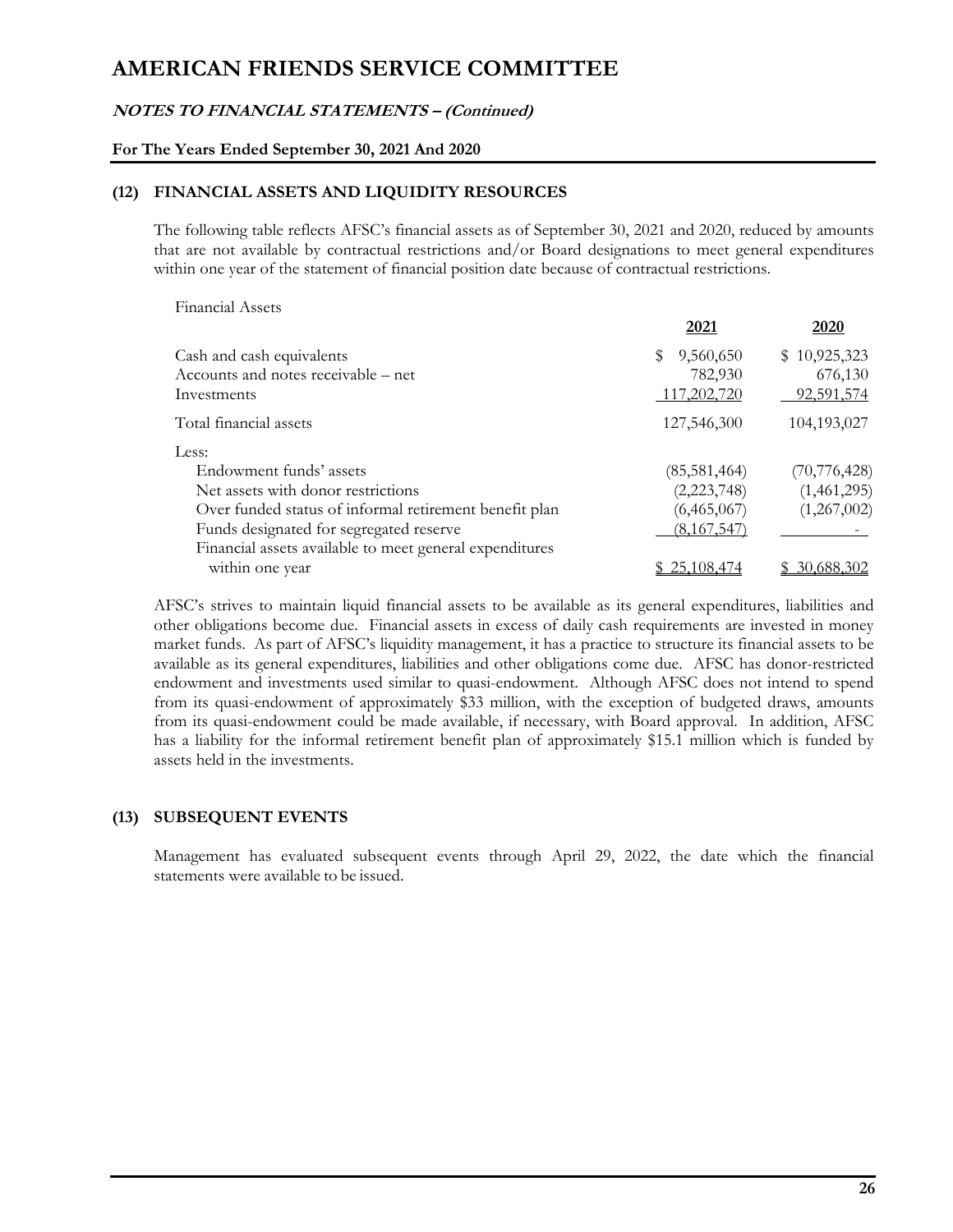# AMERICAN FRIENDS SERVICE COMMITTEE

## *NOTES TO FINANCIAL STATEMENTS – (Continued)*

### For The Years Ended September 30, 2021 And 2020

### (12) FINANCIAL ASSETS AND LIQUIDITY RESOURCES

The following table reflects AFSC's financial assets as of September 30, 2021 and 2020, reduced by amounts that are not available by contractual restrictions and/or Board designations to meet general expenditures within one year of the statement of financial position date because of contractual restrictions.

| Financial Assets | 2021 | 2020 |
|---|---|---|
| Cash and cash equivalents | $ 9,560,650 | $ 10,925,323 |
| Accounts and notes receivable – net | 782,930 | 676,130 |
| Investments | 117,202,720 | 92,591,574 |
| Total financial assets | 127,546,300 | 104,193,027 |
| Less: | | |
| Endowment funds' assets | (85,581,464) | (70,776,428) |
| Net assets with donor restrictions | (2,223,748) | (1,461,295) |
| Over funded status of informal retirement benefit plan | (6,465,067) | (1,267,002) |
| Funds designated for segregated reserve | (8,167,547) | - |
| Financial assets available to meet general expenditures within one year | $ 25,108,474 | $ 30,688,302 |

AFSC's strives to maintain liquid financial assets to be available as its general expenditures, liabilities and other obligations become due. Financial assets in excess of daily cash requirements are invested in money market funds. As part of AFSC's liquidity management, it has a practice to structure its financial assets to be available as its general expenditures, liabilities and other obligations come due. AFSC has donor-restricted endowment and investments used similar to quasi-endowment. Although AFSC does not intend to spend from its quasi-endowment of approximately $33 million, with the exception of budgeted draws, amounts from its quasi-endowment could be made available, if necessary, with Board approval. In addition, AFSC has a liability for the informal retirement benefit plan of approximately $15.1 million which is funded by assets held in the investments.

### (13) SUBSEQUENT EVENTS

Management has evaluated subsequent events through April 29, 2022, the date which the financial statements were available to be issued.